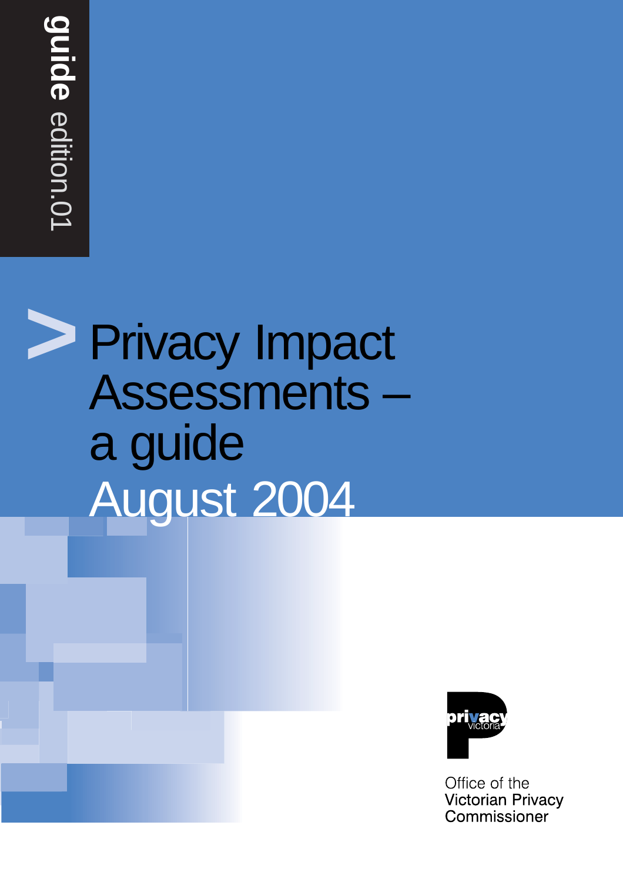**guide** edition.01

# Privacy Impact Assessments – a guide

## August 2004

privacy victoria

Office of the Victorian Privacy Commissioner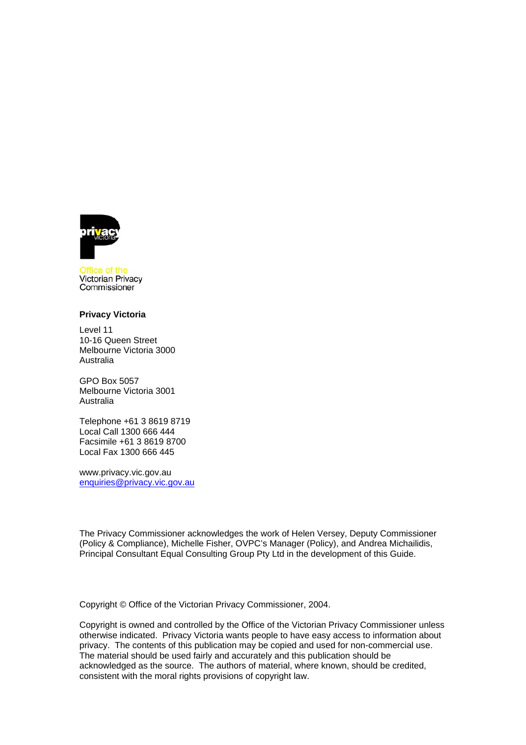Office of the
Victorian Privacy
Commissioner

**Privacy Victoria**

Level 11
10-16 Queen Street
Melbourne Victoria 3000
Australia

GPO Box 5057
Melbourne Victoria 3001
Australia

Telephone +61 3 8619 8719
Local Call 1300 666 444
Facsimile +61 3 8619 8700
Local Fax 1300 666 445

www.privacy.vic.gov.au
enquiries@privacy.vic.gov.au

The Privacy Commissioner acknowledges the work of Helen Versey, Deputy Commissioner (Policy & Compliance), Michelle Fisher, OVPC's Manager (Policy), and Andrea Michailidis, Principal Consultant Equal Consulting Group Pty Ltd in the development of this Guide.

Copyright © Office of the Victorian Privacy Commissioner, 2004.

Copyright is owned and controlled by the Office of the Victorian Privacy Commissioner unless otherwise indicated. Privacy Victoria wants people to have easy access to information about privacy. The contents of this publication may be copied and used for non-commercial use. The material should be used fairly and accurately and this publication should be acknowledged as the source. The authors of material, where known, should be credited, consistent with the moral rights provisions of copyright law.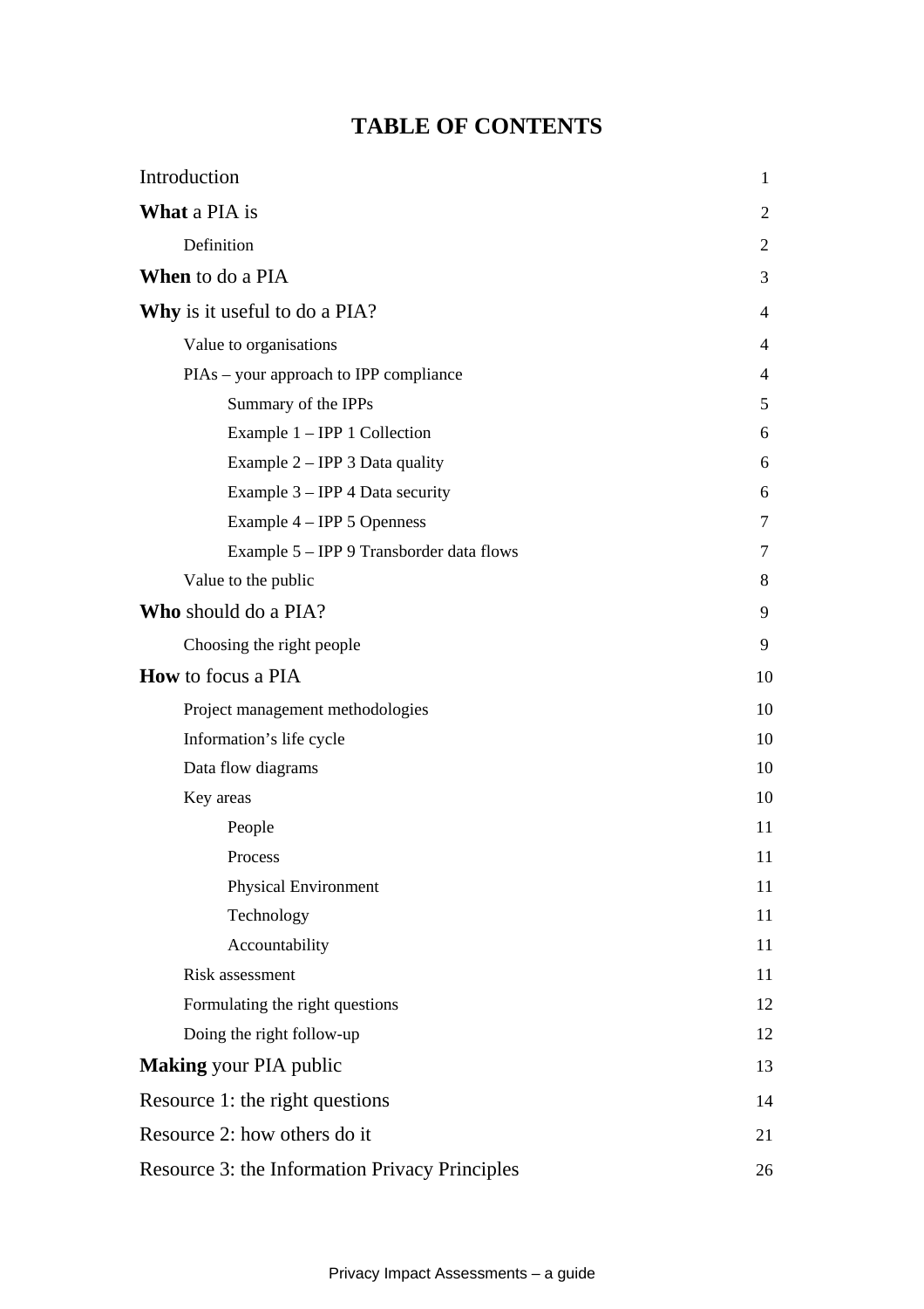# TABLE OF CONTENTS

| | |
|---|---|
| Introduction | 1 |
| **What** a PIA is | 2 |
| Definition | 2 |
| **When** to do a PIA | 3 |
| **Why** is it useful to do a PIA? | 4 |
| Value to organisations | 4 |
| PIAs – your approach to IPP compliance | 4 |
| Summary of the IPPs | 5 |
| Example 1 – IPP 1 Collection | 6 |
| Example 2 – IPP 3 Data quality | 6 |
| Example 3 – IPP 4 Data security | 6 |
| Example 4 – IPP 5 Openness | 7 |
| Example 5 – IPP 9 Transborder data flows | 7 |
| Value to the public | 8 |
| **Who** should do a PIA? | 9 |
| Choosing the right people | 9 |
| **How** to focus a PIA | 10 |
| Project management methodologies | 10 |
| Information's life cycle | 10 |
| Data flow diagrams | 10 |
| Key areas | 10 |
| People | 11 |
| Process | 11 |
| Physical Environment | 11 |
| Technology | 11 |
| Accountability | 11 |
| Risk assessment | 11 |
| Formulating the right questions | 12 |
| Doing the right follow-up | 12 |
| **Making** your PIA public | 13 |
| Resource 1: the right questions | 14 |
| Resource 2: how others do it | 21 |
| Resource 3: the Information Privacy Principles | 26 |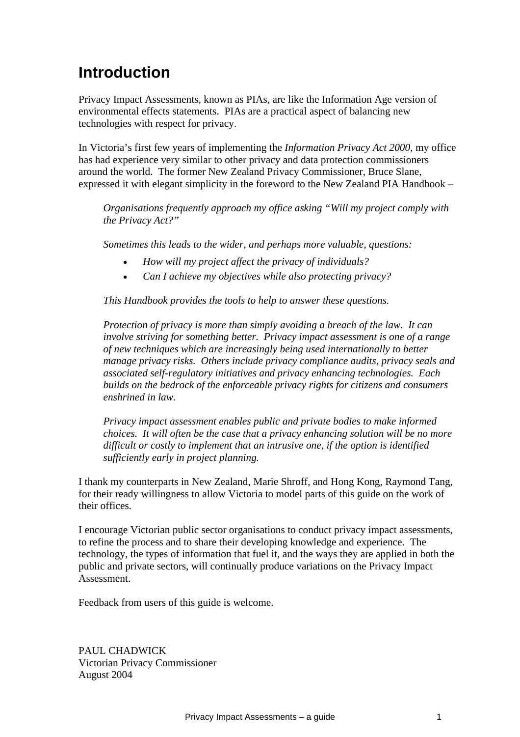# Introduction

Privacy Impact Assessments, known as PIAs, are like the Information Age version of environmental effects statements. PIAs are a practical aspect of balancing new technologies with respect for privacy.

In Victoria's first few years of implementing the *Information Privacy Act 2000*, my office has had experience very similar to other privacy and data protection commissioners around the world. The former New Zealand Privacy Commissioner, Bruce Slane, expressed it with elegant simplicity in the foreword to the New Zealand PIA Handbook –

> *Organisations frequently approach my office asking "Will my project comply with the Privacy Act?"*
>
> *Sometimes this leads to the wider, and perhaps more valuable, questions:*
>
> - *How will my project affect the privacy of individuals?*
> - *Can I achieve my objectives while also protecting privacy?*
>
> *This Handbook provides the tools to help to answer these questions.*
>
> *Protection of privacy is more than simply avoiding a breach of the law. It can involve striving for something better. Privacy impact assessment is one of a range of new techniques which are increasingly being used internationally to better manage privacy risks. Others include privacy compliance audits, privacy seals and associated self-regulatory initiatives and privacy enhancing technologies. Each builds on the bedrock of the enforceable privacy rights for citizens and consumers enshrined in law.*
>
> *Privacy impact assessment enables public and private bodies to make informed choices. It will often be the case that a privacy enhancing solution will be no more difficult or costly to implement that an intrusive one, if the option is identified sufficiently early in project planning.*

I thank my counterparts in New Zealand, Marie Shroff, and Hong Kong, Raymond Tang, for their ready willingness to allow Victoria to model parts of this guide on the work of their offices.

I encourage Victorian public sector organisations to conduct privacy impact assessments, to refine the process and to share their developing knowledge and experience. The technology, the types of information that fuel it, and the ways they are applied in both the public and private sectors, will continually produce variations on the Privacy Impact Assessment.

Feedback from users of this guide is welcome.

PAUL CHADWICK
Victorian Privacy Commissioner
August 2004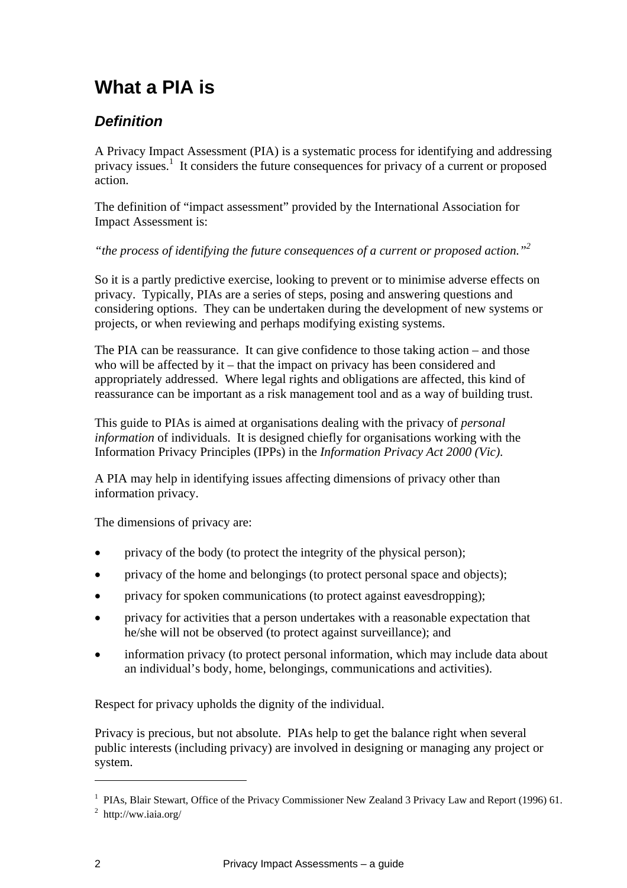# What a PIA is

## *Definition*

A Privacy Impact Assessment (PIA) is a systematic process for identifying and addressing privacy issues.[1] It considers the future consequences for privacy of a current or proposed action.

The definition of "impact assessment" provided by the International Association for Impact Assessment is:

*"the process of identifying the future consequences of a current or proposed action."*[2]

So it is a partly predictive exercise, looking to prevent or to minimise adverse effects on privacy. Typically, PIAs are a series of steps, posing and answering questions and considering options. They can be undertaken during the development of new systems or projects, or when reviewing and perhaps modifying existing systems.

The PIA can be reassurance. It can give confidence to those taking action – and those who will be affected by it – that the impact on privacy has been considered and appropriately addressed. Where legal rights and obligations are affected, this kind of reassurance can be important as a risk management tool and as a way of building trust.

This guide to PIAs is aimed at organisations dealing with the privacy of *personal information* of individuals. It is designed chiefly for organisations working with the Information Privacy Principles (IPPs) in the *Information Privacy Act 2000 (Vic).*

A PIA may help in identifying issues affecting dimensions of privacy other than information privacy.

The dimensions of privacy are:

- privacy of the body (to protect the integrity of the physical person);
- privacy of the home and belongings (to protect personal space and objects);
- privacy for spoken communications (to protect against eavesdropping);
- privacy for activities that a person undertakes with a reasonable expectation that he/she will not be observed (to protect against surveillance); and
- information privacy (to protect personal information, which may include data about an individual's body, home, belongings, communications and activities).

Respect for privacy upholds the dignity of the individual.

Privacy is precious, but not absolute. PIAs help to get the balance right when several public interests (including privacy) are involved in designing or managing any project or system.

---

[1] PIAs, Blair Stewart, Office of the Privacy Commissioner New Zealand 3 Privacy Law and Report (1996) 61.

[2] http://ww.iaia.org/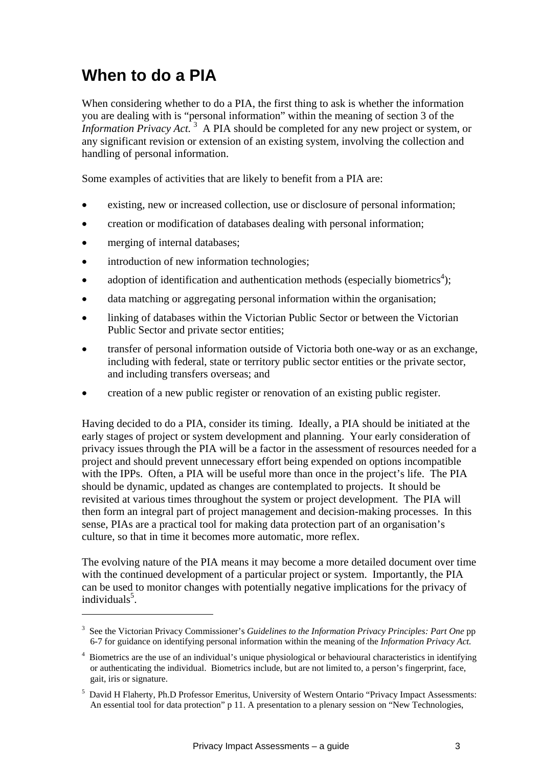## When to do a PIA

When considering whether to do a PIA, the first thing to ask is whether the information you are dealing with is "personal information" within the meaning of section 3 of the *Information Privacy Act.* [3] A PIA should be completed for any new project or system, or any significant revision or extension of an existing system, involving the collection and handling of personal information.

Some examples of activities that are likely to benefit from a PIA are:

- existing, new or increased collection, use or disclosure of personal information;
- creation or modification of databases dealing with personal information;
- merging of internal databases;
- introduction of new information technologies;
- adoption of identification and authentication methods (especially biometrics[4]);
- data matching or aggregating personal information within the organisation;
- linking of databases within the Victorian Public Sector or between the Victorian Public Sector and private sector entities;
- transfer of personal information outside of Victoria both one-way or as an exchange, including with federal, state or territory public sector entities or the private sector, and including transfers overseas; and
- creation of a new public register or renovation of an existing public register.

Having decided to do a PIA, consider its timing. Ideally, a PIA should be initiated at the early stages of project or system development and planning. Your early consideration of privacy issues through the PIA will be a factor in the assessment of resources needed for a project and should prevent unnecessary effort being expended on options incompatible with the IPPs. Often, a PIA will be useful more than once in the project's life. The PIA should be dynamic, updated as changes are contemplated to projects. It should be revisited at various times throughout the system or project development. The PIA will then form an integral part of project management and decision-making processes. In this sense, PIAs are a practical tool for making data protection part of an organisation's culture, so that in time it becomes more automatic, more reflex.

The evolving nature of the PIA means it may become a more detailed document over time with the continued development of a particular project or system. Importantly, the PIA can be used to monitor changes with potentially negative implications for the privacy of individuals[5].

---

[3] See the Victorian Privacy Commissioner's *Guidelines to the Information Privacy Principles: Part One* pp 6-7 for guidance on identifying personal information within the meaning of the *Information Privacy Act.*

[4] Biometrics are the use of an individual's unique physiological or behavioural characteristics in identifying or authenticating the individual. Biometrics include, but are not limited to, a person's fingerprint, face, gait, iris or signature.

[5] David H Flaherty, Ph.D Professor Emeritus, University of Western Ontario "Privacy Impact Assessments: An essential tool for data protection" p 11. A presentation to a plenary session on "New Technologies,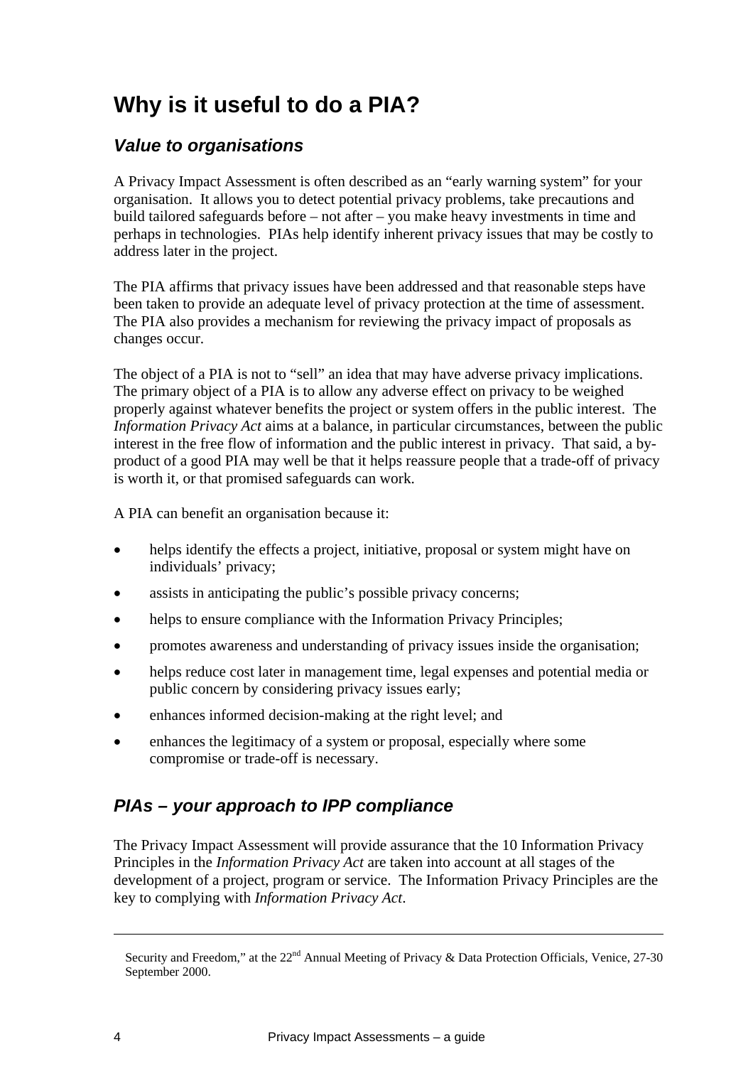## Why is it useful to do a PIA?

### *Value to organisations*

A Privacy Impact Assessment is often described as an "early warning system" for your organisation. It allows you to detect potential privacy problems, take precautions and build tailored safeguards before – not after – you make heavy investments in time and perhaps in technologies. PIAs help identify inherent privacy issues that may be costly to address later in the project.

The PIA affirms that privacy issues have been addressed and that reasonable steps have been taken to provide an adequate level of privacy protection at the time of assessment. The PIA also provides a mechanism for reviewing the privacy impact of proposals as changes occur.

The object of a PIA is not to "sell" an idea that may have adverse privacy implications. The primary object of a PIA is to allow any adverse effect on privacy to be weighed properly against whatever benefits the project or system offers in the public interest. The *Information Privacy Act* aims at a balance, in particular circumstances, between the public interest in the free flow of information and the public interest in privacy. That said, a by-product of a good PIA may well be that it helps reassure people that a trade-off of privacy is worth it, or that promised safeguards can work.

A PIA can benefit an organisation because it:

- helps identify the effects a project, initiative, proposal or system might have on individuals' privacy;
- assists in anticipating the public's possible privacy concerns;
- helps to ensure compliance with the Information Privacy Principles;
- promotes awareness and understanding of privacy issues inside the organisation;
- helps reduce cost later in management time, legal expenses and potential media or public concern by considering privacy issues early;
- enhances informed decision-making at the right level; and
- enhances the legitimacy of a system or proposal, especially where some compromise or trade-off is necessary.

### *PIAs – your approach to IPP compliance*

The Privacy Impact Assessment will provide assurance that the 10 Information Privacy Principles in the *Information Privacy Act* are taken into account at all stages of the development of a project, program or service. The Information Privacy Principles are the key to complying with *Information Privacy Act*.

---

Security and Freedom," at the 22nd Annual Meeting of Privacy & Data Protection Officials, Venice, 27-30 September 2000.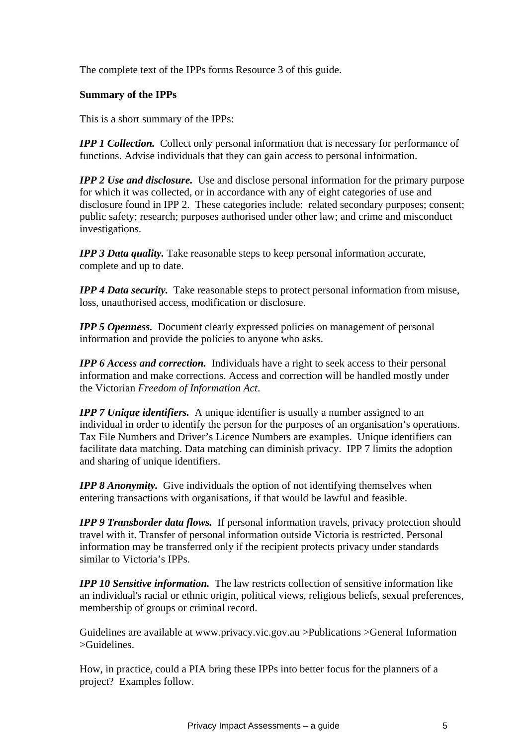The complete text of the IPPs forms Resource 3 of this guide.

**Summary of the IPPs**

This is a short summary of the IPPs:

***IPP 1 Collection.*** Collect only personal information that is necessary for performance of functions. Advise individuals that they can gain access to personal information.

***IPP 2 Use and disclosure.*** Use and disclose personal information for the primary purpose for which it was collected, or in accordance with any of eight categories of use and disclosure found in IPP 2. These categories include: related secondary purposes; consent; public safety; research; purposes authorised under other law; and crime and misconduct investigations.

***IPP 3 Data quality.*** Take reasonable steps to keep personal information accurate, complete and up to date.

***IPP 4 Data security.*** Take reasonable steps to protect personal information from misuse, loss, unauthorised access, modification or disclosure.

***IPP 5 Openness.*** Document clearly expressed policies on management of personal information and provide the policies to anyone who asks.

***IPP 6 Access and correction.*** Individuals have a right to seek access to their personal information and make corrections. Access and correction will be handled mostly under the Victorian *Freedom of Information Act*.

***IPP 7 Unique identifiers.*** A unique identifier is usually a number assigned to an individual in order to identify the person for the purposes of an organisation's operations. Tax File Numbers and Driver's Licence Numbers are examples. Unique identifiers can facilitate data matching. Data matching can diminish privacy. IPP 7 limits the adoption and sharing of unique identifiers.

***IPP 8 Anonymity.*** Give individuals the option of not identifying themselves when entering transactions with organisations, if that would be lawful and feasible.

***IPP 9 Transborder data flows.*** If personal information travels, privacy protection should travel with it. Transfer of personal information outside Victoria is restricted. Personal information may be transferred only if the recipient protects privacy under standards similar to Victoria's IPPs.

***IPP 10 Sensitive information.*** The law restricts collection of sensitive information like an individual's racial or ethnic origin, political views, religious beliefs, sexual preferences, membership of groups or criminal record.

Guidelines are available at www.privacy.vic.gov.au >Publications >General Information >Guidelines.

How, in practice, could a PIA bring these IPPs into better focus for the planners of a project? Examples follow.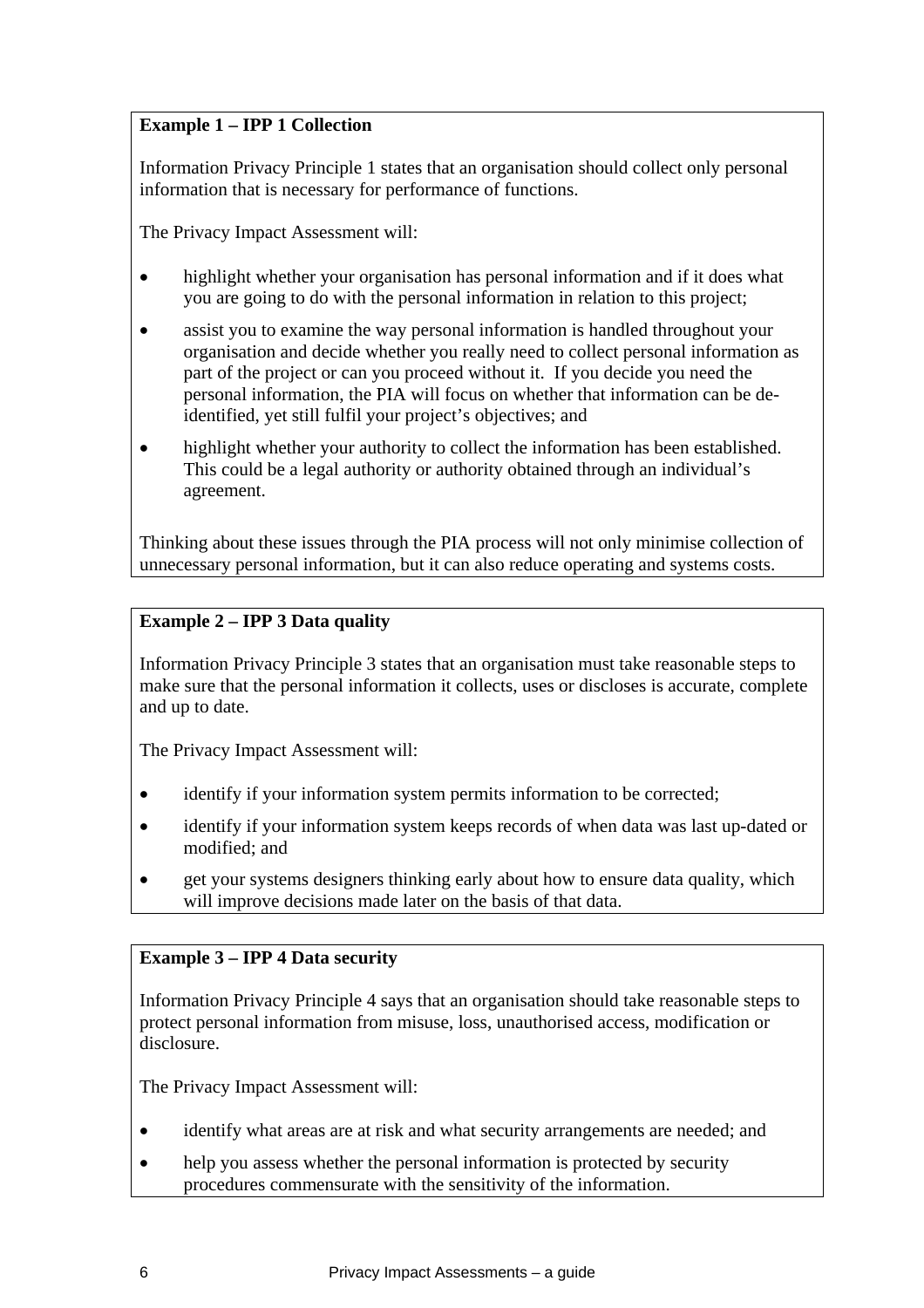**Example 1 – IPP 1 Collection**

Information Privacy Principle 1 states that an organisation should collect only personal information that is necessary for performance of functions.

The Privacy Impact Assessment will:

- highlight whether your organisation has personal information and if it does what you are going to do with the personal information in relation to this project;
- assist you to examine the way personal information is handled throughout your organisation and decide whether you really need to collect personal information as part of the project or can you proceed without it. If you decide you need the personal information, the PIA will focus on whether that information can be de-identified, yet still fulfil your project's objectives; and
- highlight whether your authority to collect the information has been established. This could be a legal authority or authority obtained through an individual's agreement.

Thinking about these issues through the PIA process will not only minimise collection of unnecessary personal information, but it can also reduce operating and systems costs.

**Example 2 – IPP 3 Data quality**

Information Privacy Principle 3 states that an organisation must take reasonable steps to make sure that the personal information it collects, uses or discloses is accurate, complete and up to date.

The Privacy Impact Assessment will:

- identify if your information system permits information to be corrected;
- identify if your information system keeps records of when data was last up-dated or modified; and
- get your systems designers thinking early about how to ensure data quality, which will improve decisions made later on the basis of that data.

**Example 3 – IPP 4 Data security**

Information Privacy Principle 4 says that an organisation should take reasonable steps to protect personal information from misuse, loss, unauthorised access, modification or disclosure.

The Privacy Impact Assessment will:

- identify what areas are at risk and what security arrangements are needed; and
- help you assess whether the personal information is protected by security procedures commensurate with the sensitivity of the information.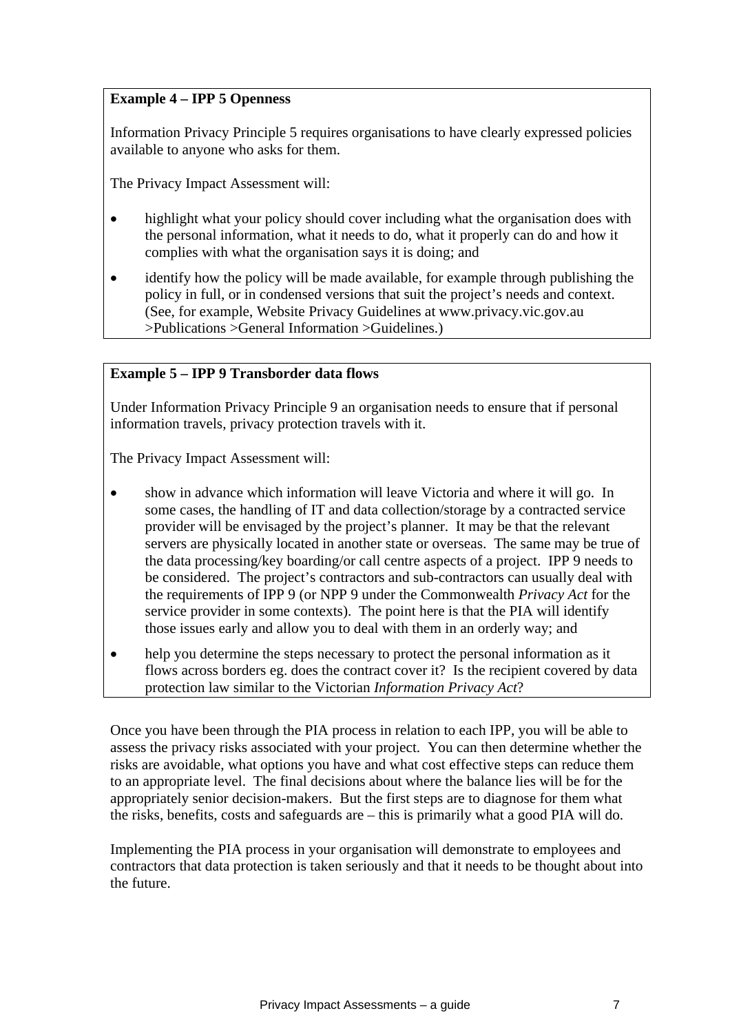**Example 4 – IPP 5 Openness**

Information Privacy Principle 5 requires organisations to have clearly expressed policies available to anyone who asks for them.

The Privacy Impact Assessment will:

- highlight what your policy should cover including what the organisation does with the personal information, what it needs to do, what it properly can do and how it complies with what the organisation says it is doing; and
- identify how the policy will be made available, for example through publishing the policy in full, or in condensed versions that suit the project's needs and context. (See, for example, Website Privacy Guidelines at www.privacy.vic.gov.au >Publications >General Information >Guidelines.)

**Example 5 – IPP 9 Transborder data flows**

Under Information Privacy Principle 9 an organisation needs to ensure that if personal information travels, privacy protection travels with it.

The Privacy Impact Assessment will:

- show in advance which information will leave Victoria and where it will go. In some cases, the handling of IT and data collection/storage by a contracted service provider will be envisaged by the project's planner. It may be that the relevant servers are physically located in another state or overseas. The same may be true of the data processing/key boarding/or call centre aspects of a project. IPP 9 needs to be considered. The project's contractors and sub-contractors can usually deal with the requirements of IPP 9 (or NPP 9 under the Commonwealth *Privacy Act* for the service provider in some contexts). The point here is that the PIA will identify those issues early and allow you to deal with them in an orderly way; and
- help you determine the steps necessary to protect the personal information as it flows across borders eg. does the contract cover it? Is the recipient covered by data protection law similar to the Victorian *Information Privacy Act*?

Once you have been through the PIA process in relation to each IPP, you will be able to assess the privacy risks associated with your project. You can then determine whether the risks are avoidable, what options you have and what cost effective steps can reduce them to an appropriate level. The final decisions about where the balance lies will be for the appropriately senior decision-makers. But the first steps are to diagnose for them what the risks, benefits, costs and safeguards are – this is primarily what a good PIA will do.

Implementing the PIA process in your organisation will demonstrate to employees and contractors that data protection is taken seriously and that it needs to be thought about into the future.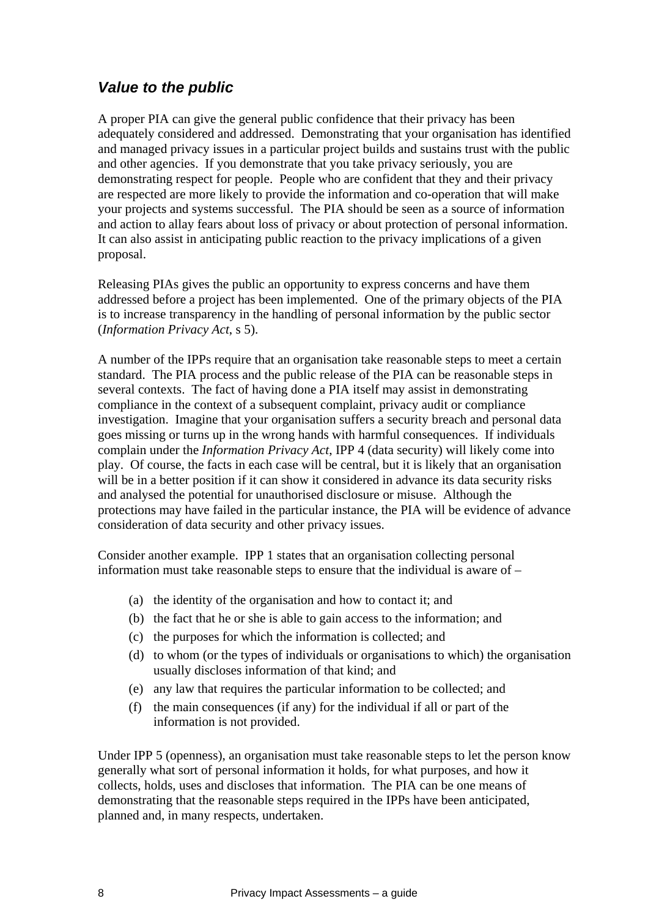### *Value to the public*

A proper PIA can give the general public confidence that their privacy has been adequately considered and addressed. Demonstrating that your organisation has identified and managed privacy issues in a particular project builds and sustains trust with the public and other agencies. If you demonstrate that you take privacy seriously, you are demonstrating respect for people. People who are confident that they and their privacy are respected are more likely to provide the information and co-operation that will make your projects and systems successful. The PIA should be seen as a source of information and action to allay fears about loss of privacy or about protection of personal information. It can also assist in anticipating public reaction to the privacy implications of a given proposal.

Releasing PIAs gives the public an opportunity to express concerns and have them addressed before a project has been implemented. One of the primary objects of the PIA is to increase transparency in the handling of personal information by the public sector (*Information Privacy Act*, s 5).

A number of the IPPs require that an organisation take reasonable steps to meet a certain standard. The PIA process and the public release of the PIA can be reasonable steps in several contexts. The fact of having done a PIA itself may assist in demonstrating compliance in the context of a subsequent complaint, privacy audit or compliance investigation. Imagine that your organisation suffers a security breach and personal data goes missing or turns up in the wrong hands with harmful consequences. If individuals complain under the *Information Privacy Act*, IPP 4 (data security) will likely come into play. Of course, the facts in each case will be central, but it is likely that an organisation will be in a better position if it can show it considered in advance its data security risks and analysed the potential for unauthorised disclosure or misuse. Although the protections may have failed in the particular instance, the PIA will be evidence of advance consideration of data security and other privacy issues.

Consider another example. IPP 1 states that an organisation collecting personal information must take reasonable steps to ensure that the individual is aware of –

(a) the identity of the organisation and how to contact it; and

(b) the fact that he or she is able to gain access to the information; and

(c) the purposes for which the information is collected; and

(d) to whom (or the types of individuals or organisations to which) the organisation usually discloses information of that kind; and

(e) any law that requires the particular information to be collected; and

(f) the main consequences (if any) for the individual if all or part of the information is not provided.

Under IPP 5 (openness), an organisation must take reasonable steps to let the person know generally what sort of personal information it holds, for what purposes, and how it collects, holds, uses and discloses that information. The PIA can be one means of demonstrating that the reasonable steps required in the IPPs have been anticipated, planned and, in many respects, undertaken.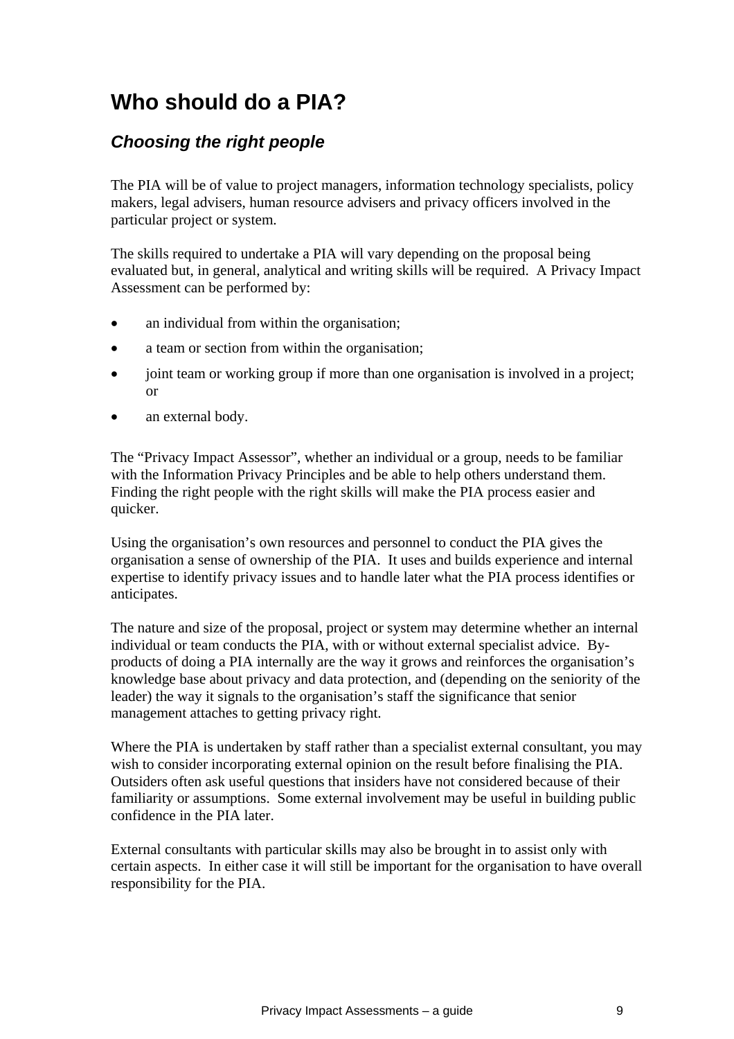# Who should do a PIA?

## *Choosing the right people*

The PIA will be of value to project managers, information technology specialists, policy makers, legal advisers, human resource advisers and privacy officers involved in the particular project or system.

The skills required to undertake a PIA will vary depending on the proposal being evaluated but, in general, analytical and writing skills will be required. A Privacy Impact Assessment can be performed by:

- an individual from within the organisation;
- a team or section from within the organisation;
- joint team or working group if more than one organisation is involved in a project; or
- an external body.

The "Privacy Impact Assessor", whether an individual or a group, needs to be familiar with the Information Privacy Principles and be able to help others understand them. Finding the right people with the right skills will make the PIA process easier and quicker.

Using the organisation's own resources and personnel to conduct the PIA gives the organisation a sense of ownership of the PIA. It uses and builds experience and internal expertise to identify privacy issues and to handle later what the PIA process identifies or anticipates.

The nature and size of the proposal, project or system may determine whether an internal individual or team conducts the PIA, with or without external specialist advice. By-products of doing a PIA internally are the way it grows and reinforces the organisation's knowledge base about privacy and data protection, and (depending on the seniority of the leader) the way it signals to the organisation's staff the significance that senior management attaches to getting privacy right.

Where the PIA is undertaken by staff rather than a specialist external consultant, you may wish to consider incorporating external opinion on the result before finalising the PIA. Outsiders often ask useful questions that insiders have not considered because of their familiarity or assumptions. Some external involvement may be useful in building public confidence in the PIA later.

External consultants with particular skills may also be brought in to assist only with certain aspects. In either case it will still be important for the organisation to have overall responsibility for the PIA.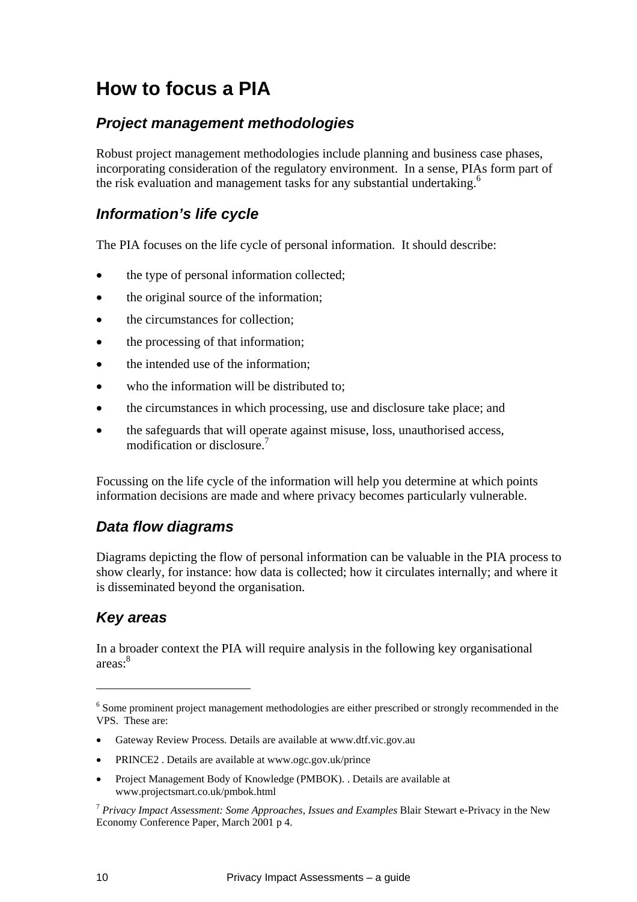# How to focus a PIA

## *Project management methodologies*

Robust project management methodologies include planning and business case phases, incorporating consideration of the regulatory environment. In a sense, PIAs form part of the risk evaluation and management tasks for any substantial undertaking.[6]

## *Information's life cycle*

The PIA focuses on the life cycle of personal information. It should describe:

- the type of personal information collected;
- the original source of the information;
- the circumstances for collection;
- the processing of that information;
- the intended use of the information;
- who the information will be distributed to;
- the circumstances in which processing, use and disclosure take place; and
- the safeguards that will operate against misuse, loss, unauthorised access, modification or disclosure.[7]

Focussing on the life cycle of the information will help you determine at which points information decisions are made and where privacy becomes particularly vulnerable.

## *Data flow diagrams*

Diagrams depicting the flow of personal information can be valuable in the PIA process to show clearly, for instance: how data is collected; how it circulates internally; and where it is disseminated beyond the organisation.

## *Key areas*

In a broader context the PIA will require analysis in the following key organisational areas:[8]

---

[6] Some prominent project management methodologies are either prescribed or strongly recommended in the VPS. These are:

- Gateway Review Process. Details are available at www.dtf.vic.gov.au
- PRINCE2 . Details are available at www.ogc.gov.uk/prince
- Project Management Body of Knowledge (PMBOK). . Details are available at www.projectsmart.co.uk/pmbok.html

[7] *Privacy Impact Assessment: Some Approaches, Issues and Examples* Blair Stewart e-Privacy in the New Economy Conference Paper, March 2001 p 4.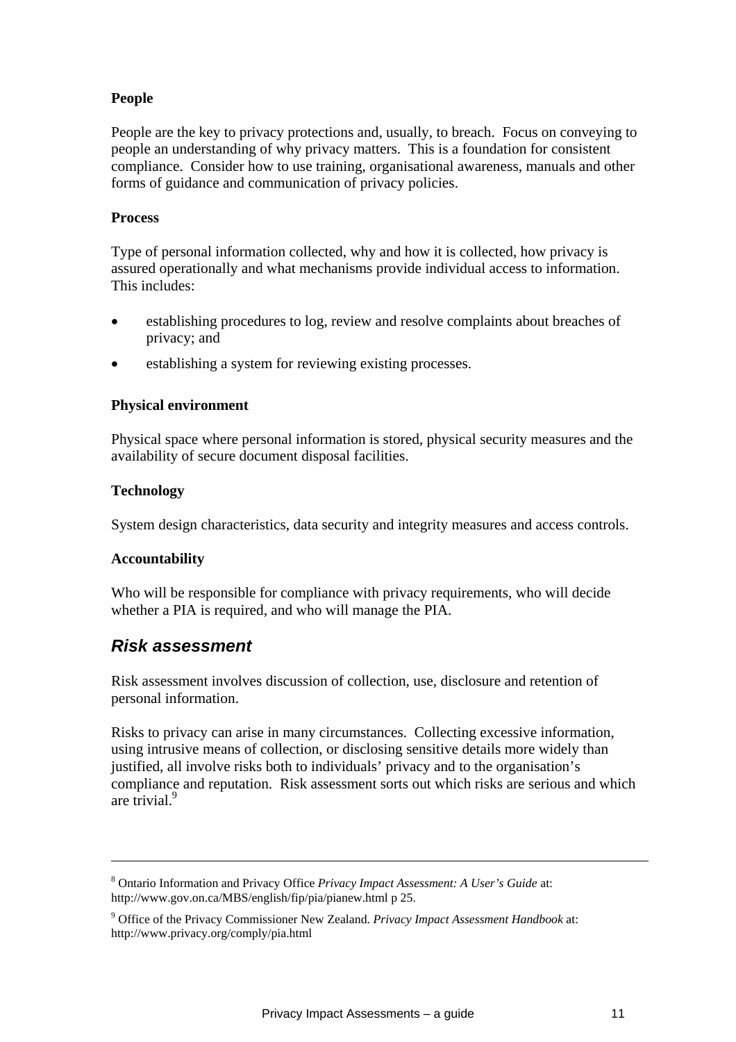**People**

People are the key to privacy protections and, usually, to breach. Focus on conveying to people an understanding of why privacy matters. This is a foundation for consistent compliance. Consider how to use training, organisational awareness, manuals and other forms of guidance and communication of privacy policies.

**Process**

Type of personal information collected, why and how it is collected, how privacy is assured operationally and what mechanisms provide individual access to information. This includes:

- establishing procedures to log, review and resolve complaints about breaches of privacy; and
- establishing a system for reviewing existing processes.

**Physical environment**

Physical space where personal information is stored, physical security measures and the availability of secure document disposal facilities.

**Technology**

System design characteristics, data security and integrity measures and access controls.

**Accountability**

Who will be responsible for compliance with privacy requirements, who will decide whether a PIA is required, and who will manage the PIA.

## *Risk assessment*

Risk assessment involves discussion of collection, use, disclosure and retention of personal information.

Risks to privacy can arise in many circumstances. Collecting excessive information, using intrusive means of collection, or disclosing sensitive details more widely than justified, all involve risks both to individuals' privacy and to the organisation's compliance and reputation. Risk assessment sorts out which risks are serious and which are trivial.[9]

---

[8] Ontario Information and Privacy Office *Privacy Impact Assessment: A User's Guide* at: http://www.gov.on.ca/MBS/english/fip/pia/pianew.html p 25.

[9] Office of the Privacy Commissioner New Zealand. *Privacy Impact Assessment Handbook* at: http://www.privacy.org/comply/pia.html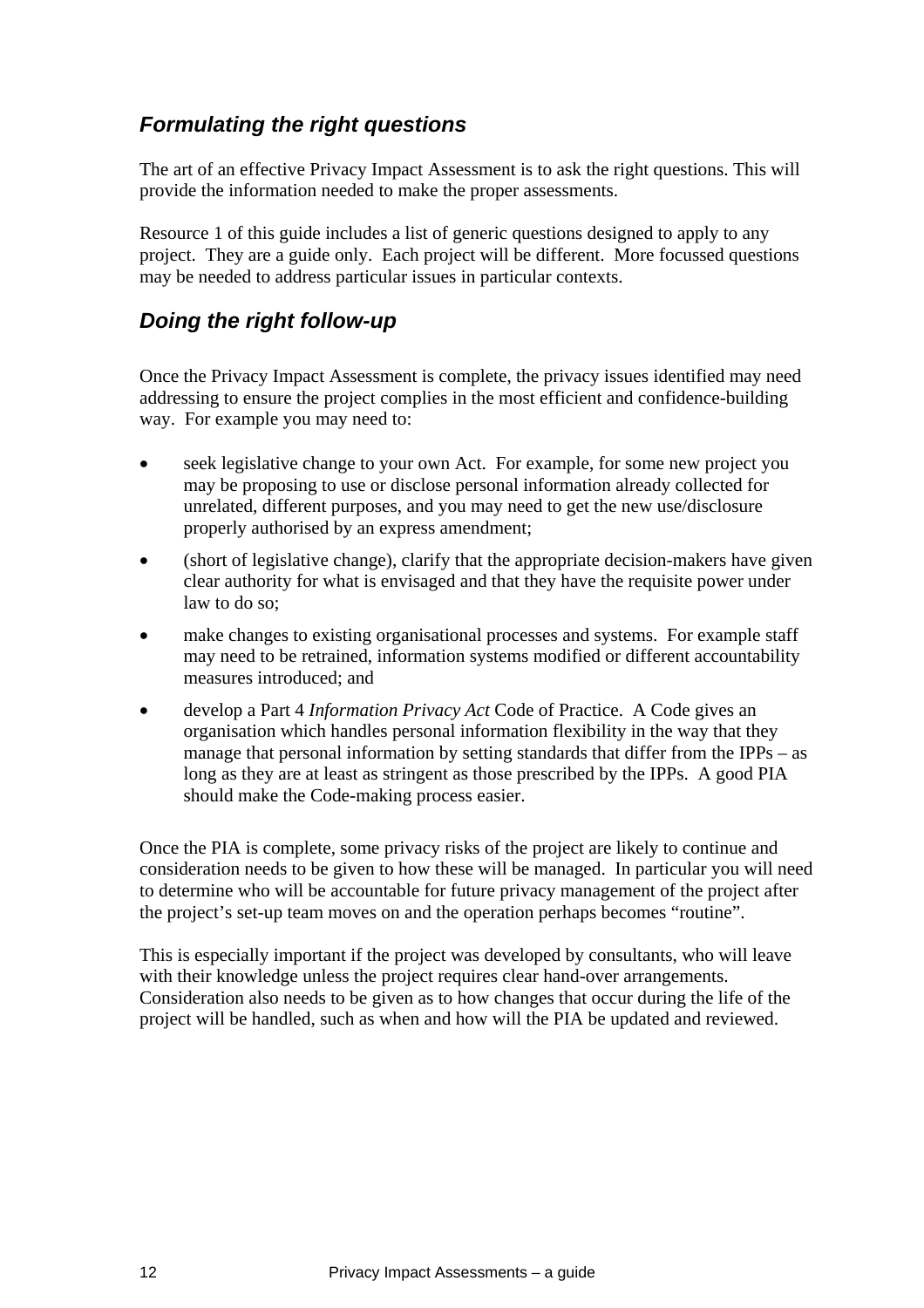## *Formulating the right questions*

The art of an effective Privacy Impact Assessment is to ask the right questions. This will provide the information needed to make the proper assessments.

Resource 1 of this guide includes a list of generic questions designed to apply to any project. They are a guide only. Each project will be different. More focussed questions may be needed to address particular issues in particular contexts.

## *Doing the right follow-up*

Once the Privacy Impact Assessment is complete, the privacy issues identified may need addressing to ensure the project complies in the most efficient and confidence-building way. For example you may need to:

- seek legislative change to your own Act. For example, for some new project you may be proposing to use or disclose personal information already collected for unrelated, different purposes, and you may need to get the new use/disclosure properly authorised by an express amendment;
- (short of legislative change), clarify that the appropriate decision-makers have given clear authority for what is envisaged and that they have the requisite power under law to do so;
- make changes to existing organisational processes and systems. For example staff may need to be retrained, information systems modified or different accountability measures introduced; and
- develop a Part 4 *Information Privacy Act* Code of Practice. A Code gives an organisation which handles personal information flexibility in the way that they manage that personal information by setting standards that differ from the IPPs – as long as they are at least as stringent as those prescribed by the IPPs. A good PIA should make the Code-making process easier.

Once the PIA is complete, some privacy risks of the project are likely to continue and consideration needs to be given to how these will be managed. In particular you will need to determine who will be accountable for future privacy management of the project after the project's set-up team moves on and the operation perhaps becomes "routine".

This is especially important if the project was developed by consultants, who will leave with their knowledge unless the project requires clear hand-over arrangements. Consideration also needs to be given as to how changes that occur during the life of the project will be handled, such as when and how will the PIA be updated and reviewed.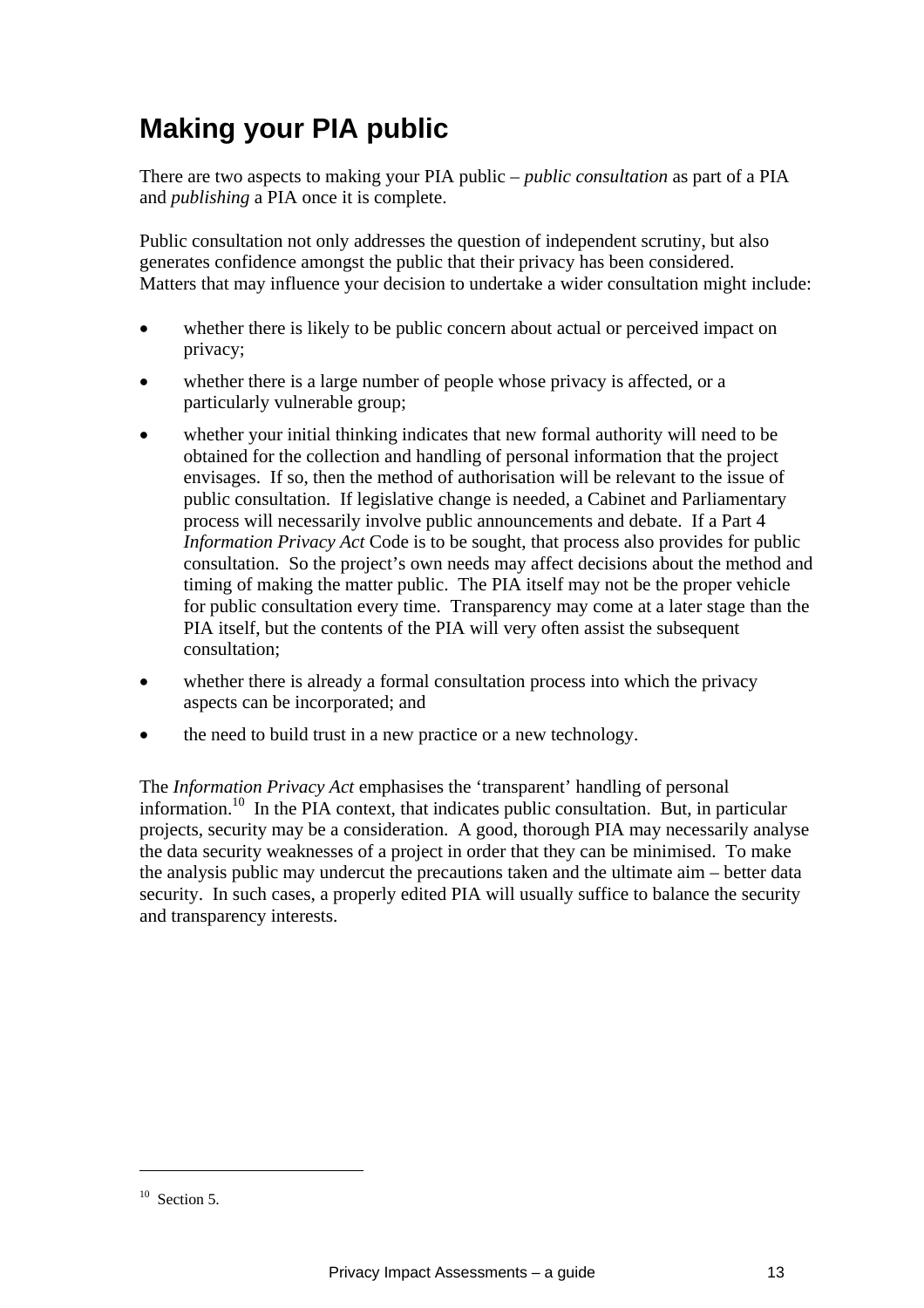## Making your PIA public

There are two aspects to making your PIA public – *public consultation* as part of a PIA and *publishing* a PIA once it is complete.

Public consultation not only addresses the question of independent scrutiny, but also generates confidence amongst the public that their privacy has been considered. Matters that may influence your decision to undertake a wider consultation might include:

- whether there is likely to be public concern about actual or perceived impact on privacy;
- whether there is a large number of people whose privacy is affected, or a particularly vulnerable group;
- whether your initial thinking indicates that new formal authority will need to be obtained for the collection and handling of personal information that the project envisages. If so, then the method of authorisation will be relevant to the issue of public consultation. If legislative change is needed, a Cabinet and Parliamentary process will necessarily involve public announcements and debate. If a Part 4 *Information Privacy Act* Code is to be sought, that process also provides for public consultation. So the project's own needs may affect decisions about the method and timing of making the matter public. The PIA itself may not be the proper vehicle for public consultation every time. Transparency may come at a later stage than the PIA itself, but the contents of the PIA will very often assist the subsequent consultation;
- whether there is already a formal consultation process into which the privacy aspects can be incorporated; and
- the need to build trust in a new practice or a new technology.

The *Information Privacy Act* emphasises the 'transparent' handling of personal information.[10] In the PIA context, that indicates public consultation. But, in particular projects, security may be a consideration. A good, thorough PIA may necessarily analyse the data security weaknesses of a project in order that they can be minimised. To make the analysis public may undercut the precautions taken and the ultimate aim – better data security. In such cases, a properly edited PIA will usually suffice to balance the security and transparency interests.

[10] Section 5.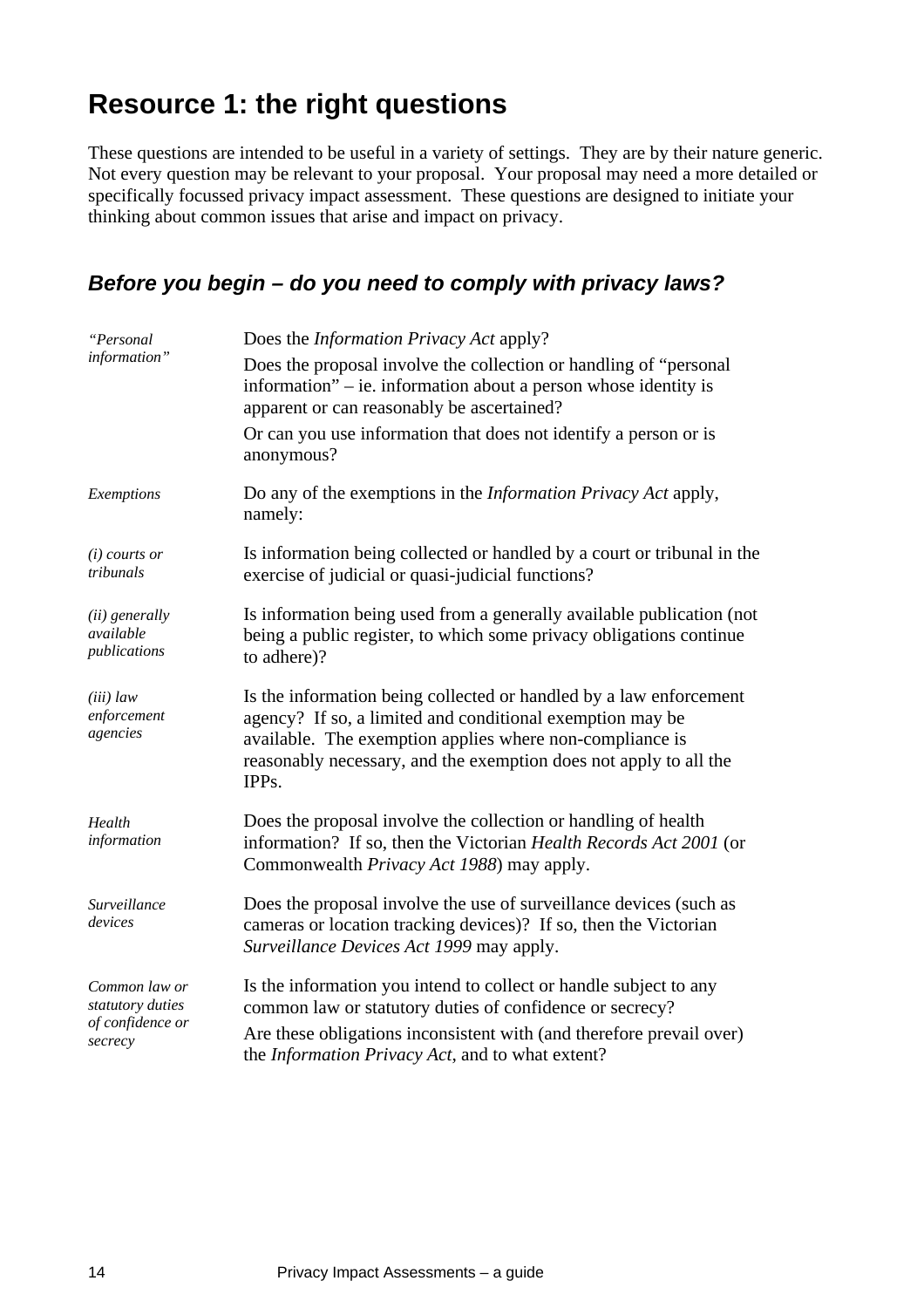## Resource 1: the right questions

These questions are intended to be useful in a variety of settings. They are by their nature generic. Not every question may be relevant to your proposal. Your proposal may need a more detailed or specifically focussed privacy impact assessment. These questions are designed to initiate your thinking about common issues that arise and impact on privacy.

### *Before you begin – do you need to comply with privacy laws?*

*"Personal information"*

Does the *Information Privacy Act* apply?

Does the proposal involve the collection or handling of "personal information" – ie. information about a person whose identity is apparent or can reasonably be ascertained?

Or can you use information that does not identify a person or is anonymous?

*Exemptions*

Do any of the exemptions in the *Information Privacy Act* apply, namely:

*(i) courts or tribunals*

Is information being collected or handled by a court or tribunal in the exercise of judicial or quasi-judicial functions?

*(ii) generally available publications*

Is information being used from a generally available publication (not being a public register, to which some privacy obligations continue to adhere)?

*(iii) law enforcement agencies*

Is the information being collected or handled by a law enforcement agency? If so, a limited and conditional exemption may be available. The exemption applies where non-compliance is reasonably necessary, and the exemption does not apply to all the IPPs.

*Health information*

Does the proposal involve the collection or handling of health information? If so, then the Victorian *Health Records Act 2001* (or Commonwealth *Privacy Act 1988*) may apply.

*Surveillance devices*

Does the proposal involve the use of surveillance devices (such as cameras or location tracking devices)? If so, then the Victorian *Surveillance Devices Act 1999* may apply.

*Common law or statutory duties of confidence or secrecy*

Is the information you intend to collect or handle subject to any common law or statutory duties of confidence or secrecy?

Are these obligations inconsistent with (and therefore prevail over) the *Information Privacy Act*, and to what extent?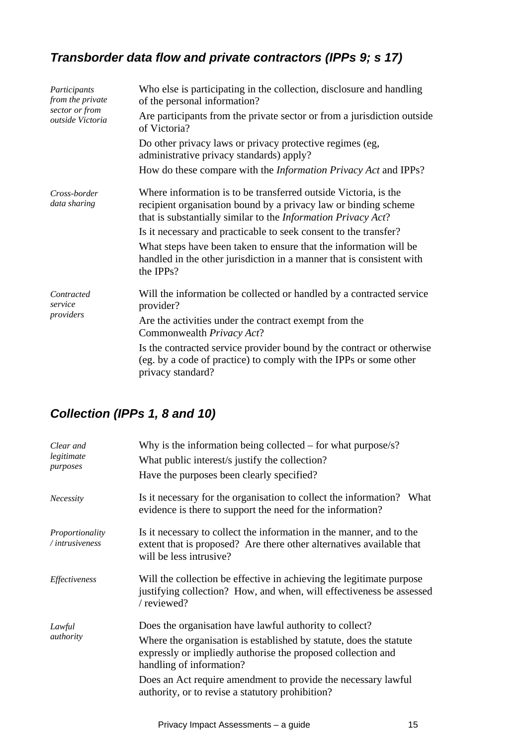### *Transborder data flow and private contractors (IPPs 9; s 17)*

| | |
|---|---|
| *Participants from the private sector or from outside Victoria* | Who else is participating in the collection, disclosure and handling of the personal information?<br>Are participants from the private sector or from a jurisdiction outside of Victoria?<br>Do other privacy laws or privacy protective regimes (eg, administrative privacy standards) apply?<br>How do these compare with the *Information Privacy Act* and IPPs? |
| *Cross-border data sharing* | Where information is to be transferred outside Victoria, is the recipient organisation bound by a privacy law or binding scheme that is substantially similar to the *Information Privacy Act*?<br>Is it necessary and practicable to seek consent to the transfer?<br>What steps have been taken to ensure that the information will be handled in the other jurisdiction in a manner that is consistent with the IPPs? |
| *Contracted service providers* | Will the information be collected or handled by a contracted service provider?<br>Are the activities under the contract exempt from the Commonwealth *Privacy Act*?<br>Is the contracted service provider bound by the contract or otherwise (eg. by a code of practice) to comply with the IPPs or some other privacy standard? |

### *Collection (IPPs 1, 8 and 10)*

| | |
|---|---|
| *Clear and legitimate purposes* | Why is the information being collected – for what purpose/s?<br>What public interest/s justify the collection?<br>Have the purposes been clearly specified? |
| *Necessity* | Is it necessary for the organisation to collect the information? What evidence is there to support the need for the information? |
| *Proportionality / intrusiveness* | Is it necessary to collect the information in the manner, and to the extent that is proposed? Are there other alternatives available that will be less intrusive? |
| *Effectiveness* | Will the collection be effective in achieving the legitimate purpose justifying collection? How, and when, will effectiveness be assessed / reviewed? |
| *Lawful authority* | Does the organisation have lawful authority to collect?<br>Where the organisation is established by statute, does the statute expressly or impliedly authorise the proposed collection and handling of information?<br>Does an Act require amendment to provide the necessary lawful authority, or to revise a statutory prohibition? |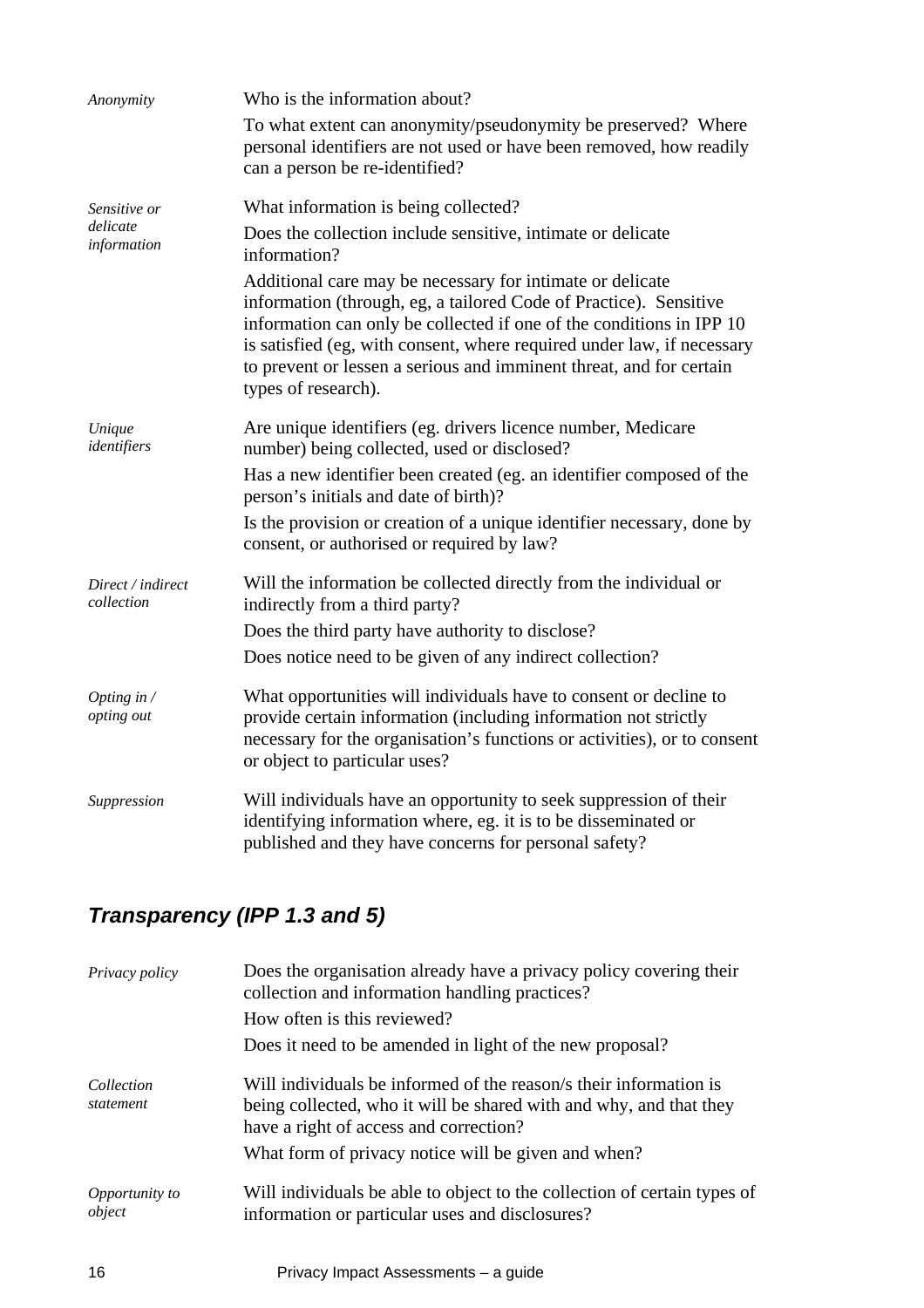| | |
|---|---|
| *Anonymity* | Who is the information about?<br>To what extent can anonymity/pseudonymity be preserved? Where personal identifiers are not used or have been removed, how readily can a person be re-identified? |
| *Sensitive or delicate information* | What information is being collected?<br>Does the collection include sensitive, intimate or delicate information?<br>Additional care may be necessary for intimate or delicate information (through, eg, a tailored Code of Practice). Sensitive information can only be collected if one of the conditions in IPP 10 is satisfied (eg, with consent, where required under law, if necessary to prevent or lessen a serious and imminent threat, and for certain types of research). |
| *Unique identifiers* | Are unique identifiers (eg. drivers licence number, Medicare number) being collected, used or disclosed?<br>Has a new identifier been created (eg. an identifier composed of the person's initials and date of birth)?<br>Is the provision or creation of a unique identifier necessary, done by consent, or authorised or required by law? |
| *Direct / indirect collection* | Will the information be collected directly from the individual or indirectly from a third party?<br>Does the third party have authority to disclose?<br>Does notice need to be given of any indirect collection? |
| *Opting in / opting out* | What opportunities will individuals have to consent or decline to provide certain information (including information not strictly necessary for the organisation's functions or activities), or to consent or object to particular uses? |
| *Suppression* | Will individuals have an opportunity to seek suppression of their identifying information where, eg. it is to be disseminated or published and they have concerns for personal safety? |

## *Transparency (IPP 1.3 and 5)*

| | |
|---|---|
| *Privacy policy* | Does the organisation already have a privacy policy covering their collection and information handling practices?<br>How often is this reviewed?<br>Does it need to be amended in light of the new proposal? |
| *Collection statement* | Will individuals be informed of the reason/s their information is being collected, who it will be shared with and why, and that they have a right of access and correction?<br>What form of privacy notice will be given and when? |
| *Opportunity to object* | Will individuals be able to object to the collection of certain types of information or particular uses and disclosures? |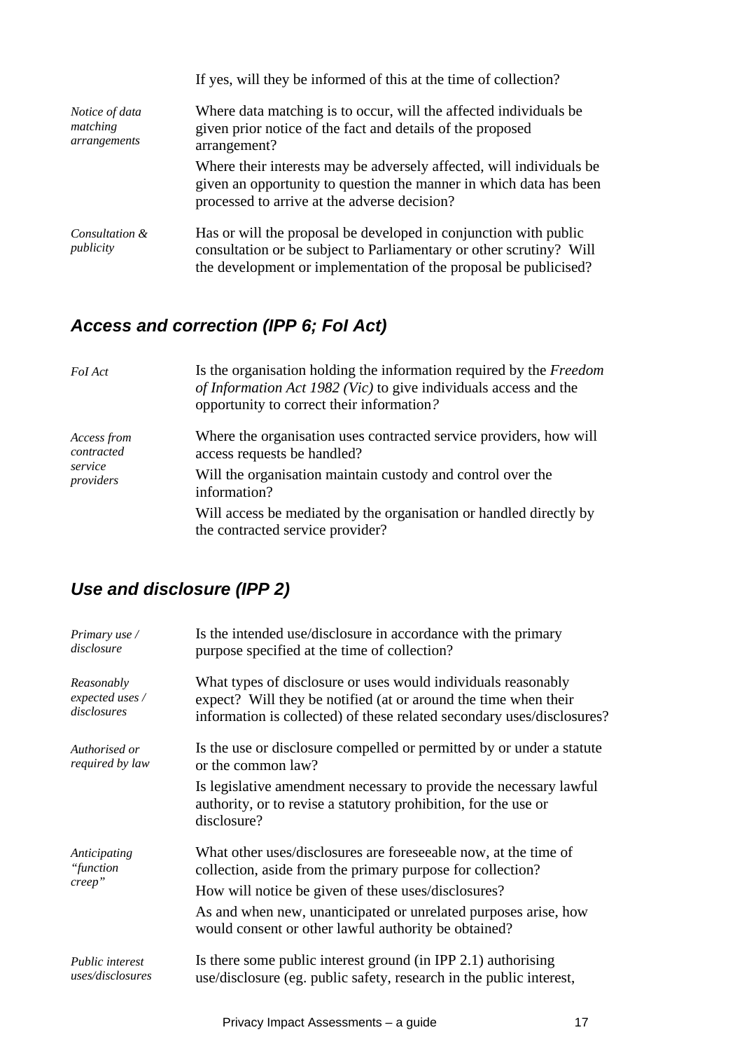If yes, will they be informed of this at the time of collection?

| | |
|---|---|
| *Notice of data matching arrangements* | Where data matching is to occur, will the affected individuals be given prior notice of the fact and details of the proposed arrangement?<br><br>Where their interests may be adversely affected, will individuals be given an opportunity to question the manner in which data has been processed to arrive at the adverse decision? |
| *Consultation & publicity* | Has or will the proposal be developed in conjunction with public consultation or be subject to Parliamentary or other scrutiny? Will the development or implementation of the proposal be publicised? |

## *Access and correction (IPP 6; FoI Act)*

| | |
|---|---|
| *FoI Act* | Is the organisation holding the information required by the *Freedom of Information Act 1982 (Vic)* to give individuals access and the opportunity to correct their information*?* |
| *Access from contracted service providers* | Where the organisation uses contracted service providers, how will access requests be handled?<br><br>Will the organisation maintain custody and control over the information?<br><br>Will access be mediated by the organisation or handled directly by the contracted service provider? |

## *Use and disclosure (IPP 2)*

| | |
|---|---|
| *Primary use / disclosure* | Is the intended use/disclosure in accordance with the primary purpose specified at the time of collection? |
| *Reasonably expected uses / disclosures* | What types of disclosure or uses would individuals reasonably expect? Will they be notified (at or around the time when their information is collected) of these related secondary uses/disclosures? |
| *Authorised or required by law* | Is the use or disclosure compelled or permitted by or under a statute or the common law?<br><br>Is legislative amendment necessary to provide the necessary lawful authority, or to revise a statutory prohibition, for the use or disclosure? |
| *Anticipating "function creep"* | What other uses/disclosures are foreseeable now, at the time of collection, aside from the primary purpose for collection?<br><br>How will notice be given of these uses/disclosures?<br><br>As and when new, unanticipated or unrelated purposes arise, how would consent or other lawful authority be obtained? |
| *Public interest uses/disclosures* | Is there some public interest ground (in IPP 2.1) authorising use/disclosure (eg. public safety, research in the public interest, |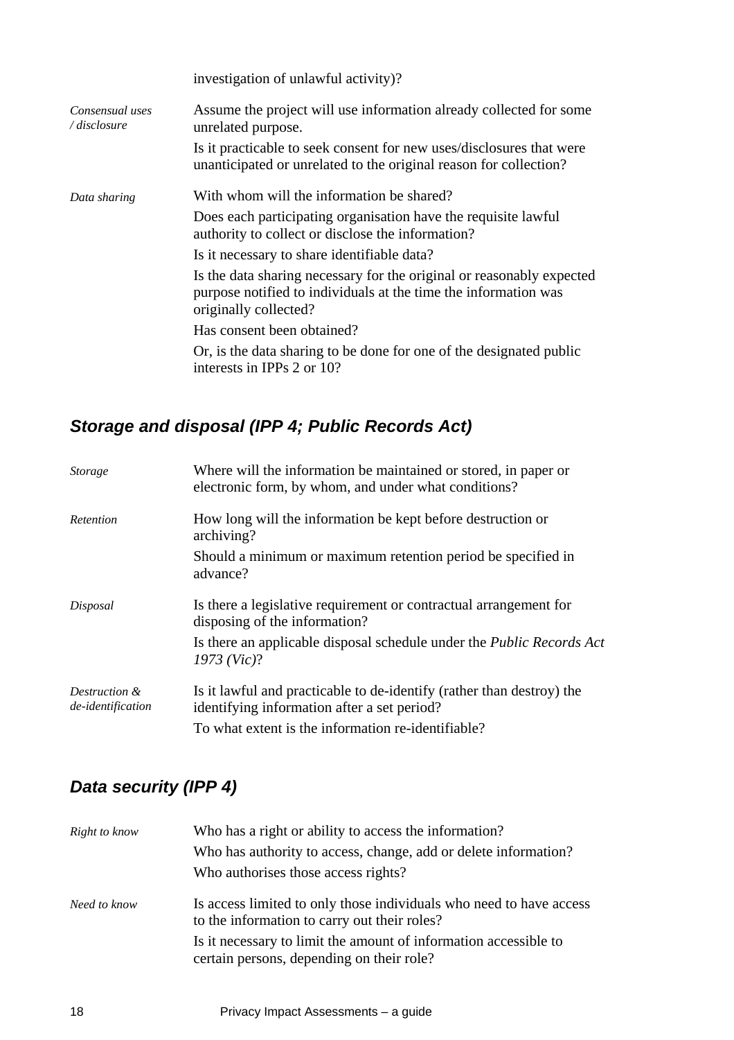investigation of unlawful activity)?

| | |
|---|---|
| *Consensual uses / disclosure* | Assume the project will use information already collected for some unrelated purpose.<br>Is it practicable to seek consent for new uses/disclosures that were unanticipated or unrelated to the original reason for collection? |
| *Data sharing* | With whom will the information be shared?<br>Does each participating organisation have the requisite lawful authority to collect or disclose the information?<br>Is it necessary to share identifiable data?<br>Is the data sharing necessary for the original or reasonably expected purpose notified to individuals at the time the information was originally collected?<br>Has consent been obtained?<br>Or, is the data sharing to be done for one of the designated public interests in IPPs 2 or 10? |

## *Storage and disposal (IPP 4; Public Records Act)*

| | |
|---|---|
| *Storage* | Where will the information be maintained or stored, in paper or electronic form, by whom, and under what conditions? |
| *Retention* | How long will the information be kept before destruction or archiving?<br>Should a minimum or maximum retention period be specified in advance? |
| *Disposal* | Is there a legislative requirement or contractual arrangement for disposing of the information?<br>Is there an applicable disposal schedule under the *Public Records Act 1973 (Vic)*? |
| *Destruction & de-identification* | Is it lawful and practicable to de-identify (rather than destroy) the identifying information after a set period?<br>To what extent is the information re-identifiable? |

## *Data security (IPP 4)*

| | |
|---|---|
| *Right to know* | Who has a right or ability to access the information?<br>Who has authority to access, change, add or delete information?<br>Who authorises those access rights? |
| *Need to know* | Is access limited to only those individuals who need to have access to the information to carry out their roles?<br>Is it necessary to limit the amount of information accessible to certain persons, depending on their role? |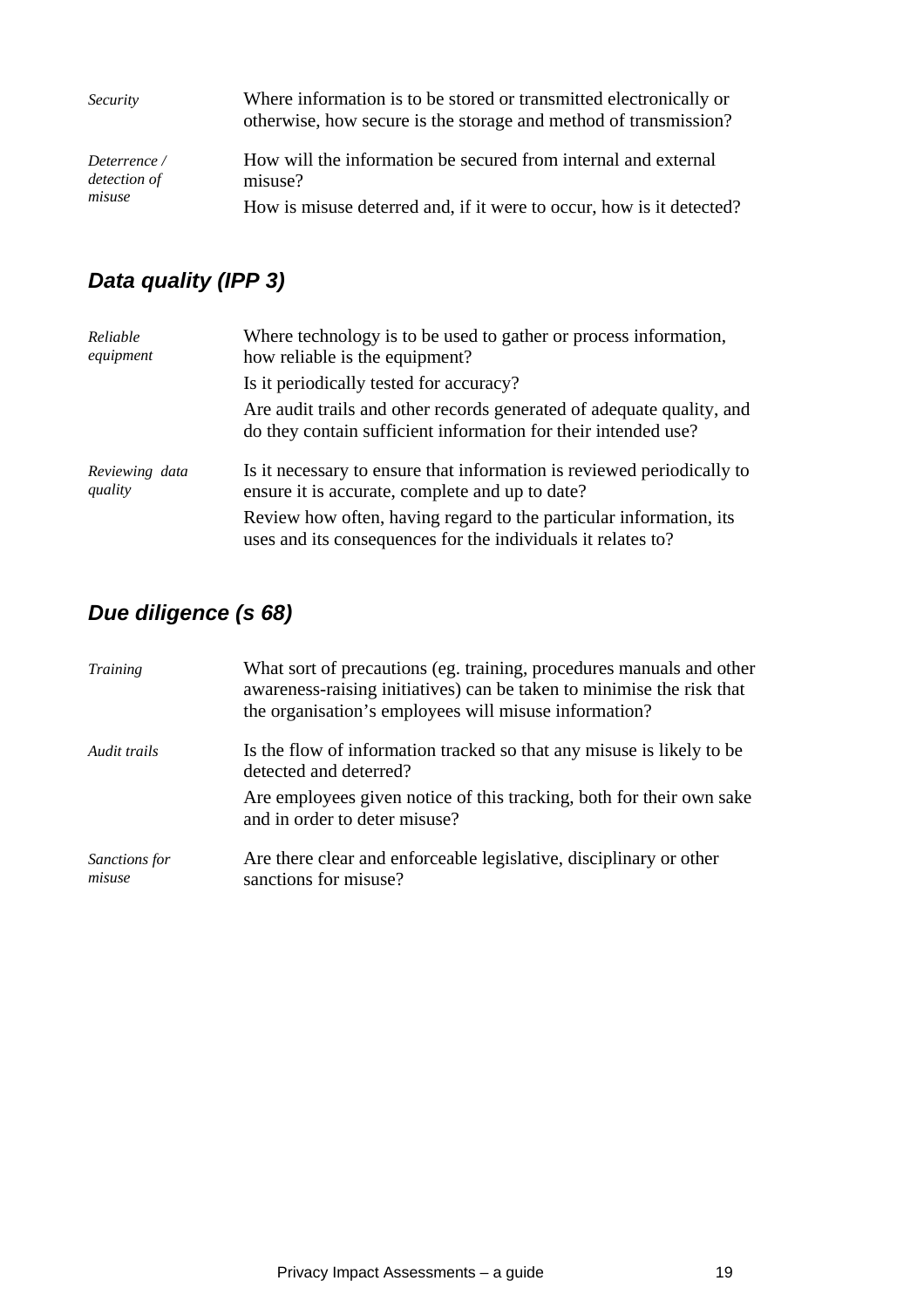| | |
|---|---|
| *Security* | Where information is to be stored or transmitted electronically or otherwise, how secure is the storage and method of transmission? |
| *Deterrence / detection of misuse* | How will the information be secured from internal and external misuse?<br>How is misuse deterred and, if it were to occur, how is it detected? |

### *Data quality (IPP 3)*

| | |
|---|---|
| *Reliable equipment* | Where technology is to be used to gather or process information, how reliable is the equipment?<br>Is it periodically tested for accuracy?<br>Are audit trails and other records generated of adequate quality, and do they contain sufficient information for their intended use? |
| *Reviewing data quality* | Is it necessary to ensure that information is reviewed periodically to ensure it is accurate, complete and up to date?<br>Review how often, having regard to the particular information, its uses and its consequences for the individuals it relates to? |

### *Due diligence (s 68)*

| | |
|---|---|
| *Training* | What sort of precautions (eg. training, procedures manuals and other awareness-raising initiatives) can be taken to minimise the risk that the organisation's employees will misuse information? |
| *Audit trails* | Is the flow of information tracked so that any misuse is likely to be detected and deterred?<br>Are employees given notice of this tracking, both for their own sake and in order to deter misuse? |
| *Sanctions for misuse* | Are there clear and enforceable legislative, disciplinary or other sanctions for misuse? |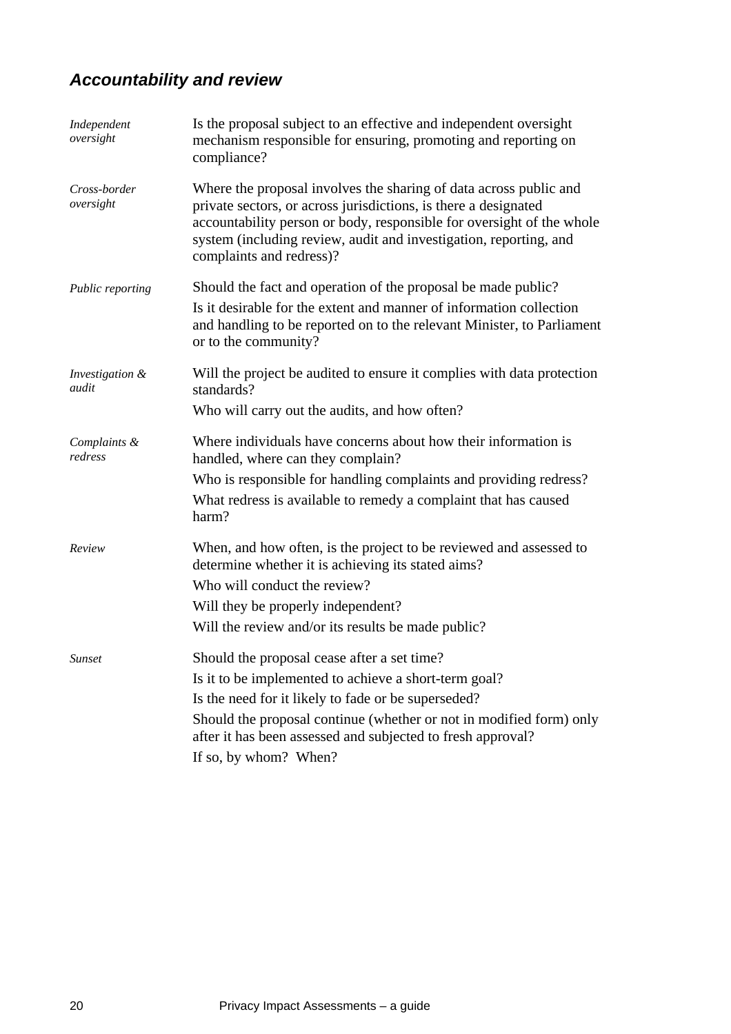### *Accountability and review*

*Independent oversight*

Is the proposal subject to an effective and independent oversight mechanism responsible for ensuring, promoting and reporting on compliance?

*Cross-border oversight*

Where the proposal involves the sharing of data across public and private sectors, or across jurisdictions, is there a designated accountability person or body, responsible for oversight of the whole system (including review, audit and investigation, reporting, and complaints and redress)?

*Public reporting*

Should the fact and operation of the proposal be made public?

Is it desirable for the extent and manner of information collection and handling to be reported on to the relevant Minister, to Parliament or to the community?

*Investigation & audit*

Will the project be audited to ensure it complies with data protection standards?

Who will carry out the audits, and how often?

*Complaints & redress*

Where individuals have concerns about how their information is handled, where can they complain?

Who is responsible for handling complaints and providing redress?

What redress is available to remedy a complaint that has caused harm?

*Review*

When, and how often, is the project to be reviewed and assessed to determine whether it is achieving its stated aims?

Who will conduct the review?

Will they be properly independent?

Will the review and/or its results be made public?

*Sunset*

Should the proposal cease after a set time?

Is it to be implemented to achieve a short-term goal?

Is the need for it likely to fade or be superseded?

Should the proposal continue (whether or not in modified form) only after it has been assessed and subjected to fresh approval?

If so, by whom? When?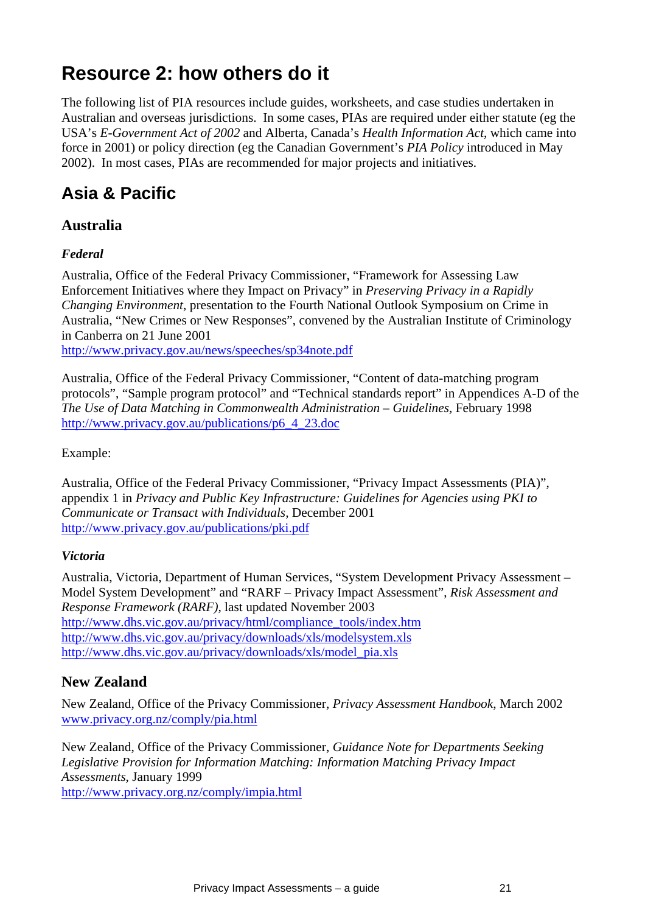# Resource 2: how others do it

The following list of PIA resources include guides, worksheets, and case studies undertaken in Australian and overseas jurisdictions. In some cases, PIAs are required under either statute (eg the USA's *E-Government Act of 2002* and Alberta, Canada's *Health Information Act*, which came into force in 2001) or policy direction (eg the Canadian Government's *PIA Policy* introduced in May 2002). In most cases, PIAs are recommended for major projects and initiatives.

## Asia & Pacific

### Australia

#### *Federal*

Australia, Office of the Federal Privacy Commissioner, "Framework for Assessing Law Enforcement Initiatives where they Impact on Privacy" in *Preserving Privacy in a Rapidly Changing Environment*, presentation to the Fourth National Outlook Symposium on Crime in Australia, "New Crimes or New Responses", convened by the Australian Institute of Criminology in Canberra on 21 June 2001
http://www.privacy.gov.au/news/speeches/sp34note.pdf

Australia, Office of the Federal Privacy Commissioner, "Content of data-matching program protocols", "Sample program protocol" and "Technical standards report" in Appendices A-D of the *The Use of Data Matching in Commonwealth Administration – Guidelines*, February 1998
http://www.privacy.gov.au/publications/p6_4_23.doc

Example:

Australia, Office of the Federal Privacy Commissioner, "Privacy Impact Assessments (PIA)", appendix 1 in *Privacy and Public Key Infrastructure: Guidelines for Agencies using PKI to Communicate or Transact with Individuals*, December 2001
http://www.privacy.gov.au/publications/pki.pdf

#### *Victoria*

Australia, Victoria, Department of Human Services, "System Development Privacy Assessment – Model System Development" and "RARF – Privacy Impact Assessment", *Risk Assessment and Response Framework (RARF)*, last updated November 2003
http://www.dhs.vic.gov.au/privacy/html/compliance_tools/index.htm
http://www.dhs.vic.gov.au/privacy/downloads/xls/modelsystem.xls
http://www.dhs.vic.gov.au/privacy/downloads/xls/model_pia.xls

### New Zealand

New Zealand, Office of the Privacy Commissioner, *Privacy Assessment Handbook*, March 2002
www.privacy.org.nz/comply/pia.html

New Zealand, Office of the Privacy Commissioner, *Guidance Note for Departments Seeking Legislative Provision for Information Matching: Information Matching Privacy Impact Assessments*, January 1999
http://www.privacy.org.nz/comply/impia.html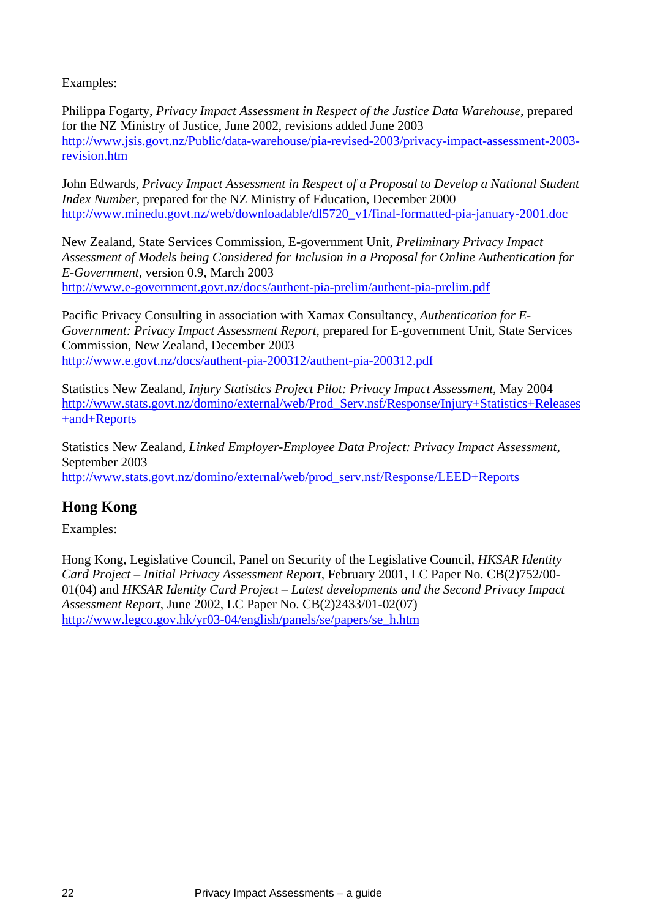Examples:

Philippa Fogarty, *Privacy Impact Assessment in Respect of the Justice Data Warehouse*, prepared for the NZ Ministry of Justice, June 2002, revisions added June 2003
http://www.jsis.govt.nz/Public/data-warehouse/pia-revised-2003/privacy-impact-assessment-2003-revision.htm

John Edwards, *Privacy Impact Assessment in Respect of a Proposal to Develop a National Student Index Number*, prepared for the NZ Ministry of Education, December 2000
http://www.minedu.govt.nz/web/downloadable/dl5720_v1/final-formatted-pia-january-2001.doc

New Zealand, State Services Commission, E-government Unit, *Preliminary Privacy Impact Assessment of Models being Considered for Inclusion in a Proposal for Online Authentication for E-Government*, version 0.9, March 2003
http://www.e-government.govt.nz/docs/authent-pia-prelim/authent-pia-prelim.pdf

Pacific Privacy Consulting in association with Xamax Consultancy, *Authentication for E-Government: Privacy Impact Assessment Report*, prepared for E-government Unit, State Services Commission, New Zealand, December 2003
http://www.e.govt.nz/docs/authent-pia-200312/authent-pia-200312.pdf

Statistics New Zealand, *Injury Statistics Project Pilot: Privacy Impact Assessment*, May 2004
http://www.stats.govt.nz/domino/external/web/Prod_Serv.nsf/Response/Injury+Statistics+Releases+and+Reports

Statistics New Zealand, *Linked Employer-Employee Data Project: Privacy Impact Assessment*, September 2003
http://www.stats.govt.nz/domino/external/web/prod_serv.nsf/Response/LEED+Reports

## Hong Kong

Examples:

Hong Kong, Legislative Council, Panel on Security of the Legislative Council, *HKSAR Identity Card Project – Initial Privacy Assessment Report*, February 2001, LC Paper No. CB(2)752/00-01(04) and *HKSAR Identity Card Project – Latest developments and the Second Privacy Impact Assessment Report*, June 2002, LC Paper No. CB(2)2433/01-02(07)
http://www.legco.gov.hk/yr03-04/english/panels/se/papers/se_h.htm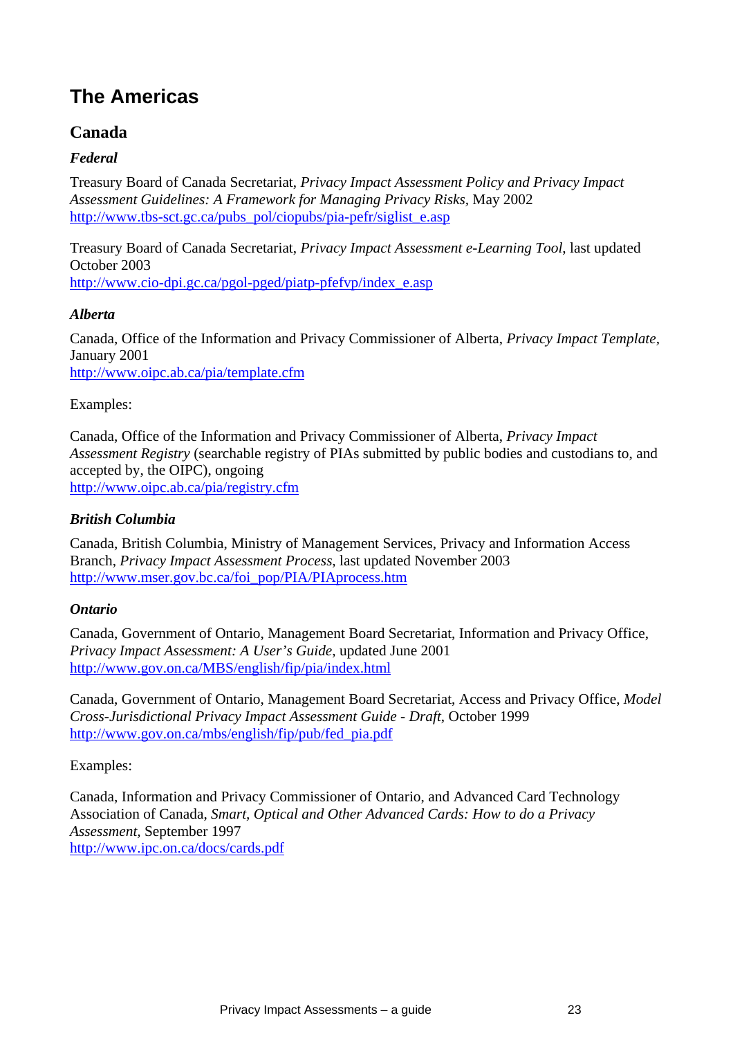# The Americas

## Canada

### *Federal*

Treasury Board of Canada Secretariat, *Privacy Impact Assessment Policy and Privacy Impact Assessment Guidelines: A Framework for Managing Privacy Risks*, May 2002
http://www.tbs-sct.gc.ca/pubs_pol/ciopubs/pia-pefr/siglist_e.asp

Treasury Board of Canada Secretariat, *Privacy Impact Assessment e-Learning Tool*, last updated October 2003
http://www.cio-dpi.gc.ca/pgol-pged/piatp-pfefvp/index_e.asp

### *Alberta*

Canada, Office of the Information and Privacy Commissioner of Alberta, *Privacy Impact Template*, January 2001
http://www.oipc.ab.ca/pia/template.cfm

Examples:

Canada, Office of the Information and Privacy Commissioner of Alberta, *Privacy Impact Assessment Registry* (searchable registry of PIAs submitted by public bodies and custodians to, and accepted by, the OIPC), ongoing
http://www.oipc.ab.ca/pia/registry.cfm

### *British Columbia*

Canada, British Columbia, Ministry of Management Services, Privacy and Information Access Branch, *Privacy Impact Assessment Process*, last updated November 2003
http://www.mser.gov.bc.ca/foi_pop/PIA/PIAprocess.htm

### *Ontario*

Canada, Government of Ontario, Management Board Secretariat, Information and Privacy Office, *Privacy Impact Assessment: A User's Guide*, updated June 2001
http://www.gov.on.ca/MBS/english/fip/pia/index.html

Canada, Government of Ontario, Management Board Secretariat, Access and Privacy Office, *Model Cross-Jurisdictional Privacy Impact Assessment Guide - Draft*, October 1999
http://www.gov.on.ca/mbs/english/fip/pub/fed_pia.pdf

Examples:

Canada, Information and Privacy Commissioner of Ontario, and Advanced Card Technology Association of Canada, *Smart, Optical and Other Advanced Cards: How to do a Privacy Assessment,* September 1997
http://www.ipc.on.ca/docs/cards.pdf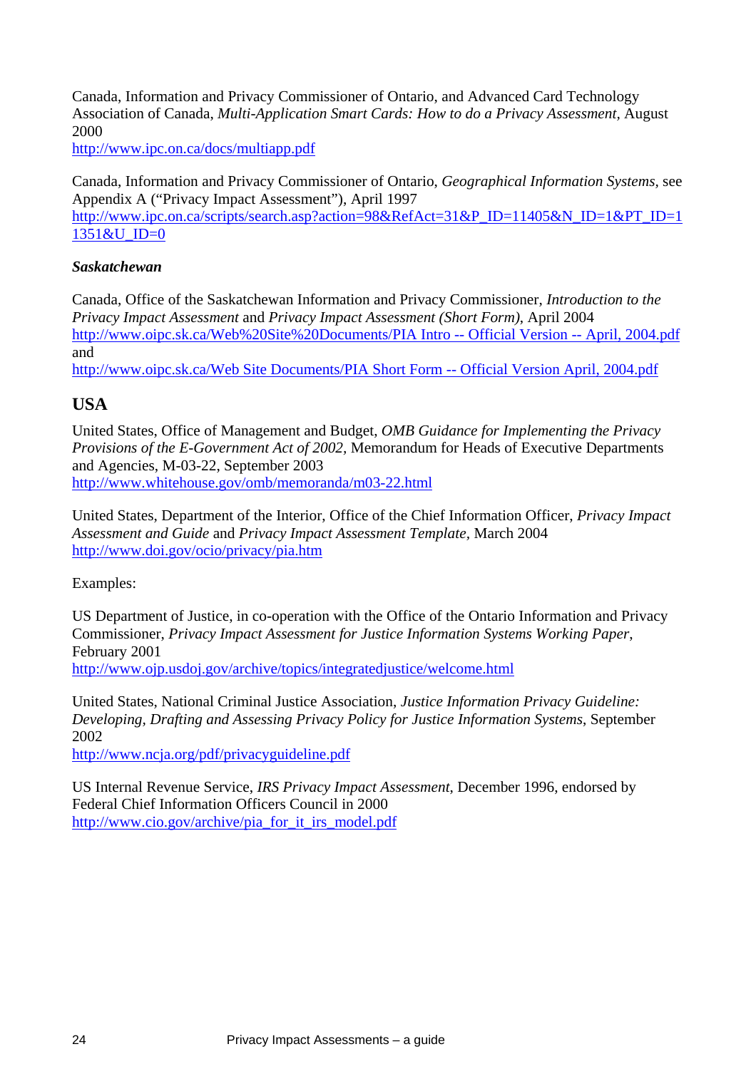Canada, Information and Privacy Commissioner of Ontario, and Advanced Card Technology Association of Canada, *Multi-Application Smart Cards: How to do a Privacy Assessment*, August 2000
http://www.ipc.on.ca/docs/multiapp.pdf

Canada, Information and Privacy Commissioner of Ontario, *Geographical Information Systems*, see Appendix A ("Privacy Impact Assessment"), April 1997
http://www.ipc.on.ca/scripts/search.asp?action=98&RefAct=31&P_ID=11405&N_ID=1&PT_ID=11351&U_ID=0

### *Saskatchewan*

Canada, Office of the Saskatchewan Information and Privacy Commissioner, *Introduction to the Privacy Impact Assessment* and *Privacy Impact Assessment (Short Form)*, April 2004
http://www.oipc.sk.ca/Web%20Site%20Documents/PIA Intro -- Official Version -- April, 2004.pdf
and
http://www.oipc.sk.ca/Web Site Documents/PIA Short Form -- Official Version April, 2004.pdf

## USA

United States, Office of Management and Budget, *OMB Guidance for Implementing the Privacy Provisions of the E-Government Act of 2002,* Memorandum for Heads of Executive Departments and Agencies, M-03-22, September 2003
http://www.whitehouse.gov/omb/memoranda/m03-22.html

United States, Department of the Interior, Office of the Chief Information Officer, *Privacy Impact Assessment and Guide* and *Privacy Impact Assessment Template*, March 2004
http://www.doi.gov/ocio/privacy/pia.htm

Examples:

US Department of Justice, in co-operation with the Office of the Ontario Information and Privacy Commissioner, *Privacy Impact Assessment for Justice Information Systems Working Paper*, February 2001
http://www.ojp.usdoj.gov/archive/topics/integratedjustice/welcome.html

United States, National Criminal Justice Association, *Justice Information Privacy Guideline: Developing, Drafting and Assessing Privacy Policy for Justice Information Systems*, September 2002
http://www.ncja.org/pdf/privacyguideline.pdf

US Internal Revenue Service, *IRS Privacy Impact Assessment*, December 1996, endorsed by Federal Chief Information Officers Council in 2000
http://www.cio.gov/archive/pia_for_it_irs_model.pdf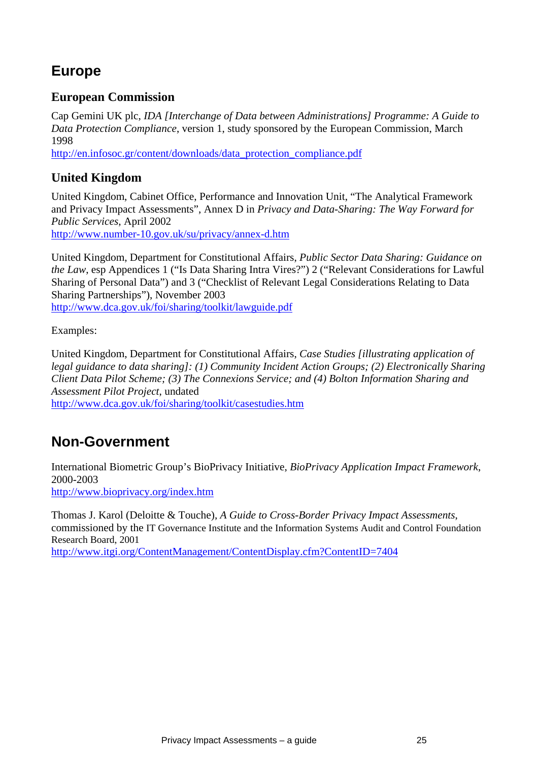# Europe

## European Commission

Cap Gemini UK plc, *IDA [Interchange of Data between Administrations] Programme: A Guide to Data Protection Compliance*, version 1, study sponsored by the European Commission, March 1998
http://en.infosoc.gr/content/downloads/data_protection_compliance.pdf

## United Kingdom

United Kingdom, Cabinet Office, Performance and Innovation Unit, "The Analytical Framework and Privacy Impact Assessments", Annex D in *Privacy and Data-Sharing: The Way Forward for Public Services*, April 2002
http://www.number-10.gov.uk/su/privacy/annex-d.htm

United Kingdom, Department for Constitutional Affairs, *Public Sector Data Sharing: Guidance on the Law*, esp Appendices 1 ("Is Data Sharing Intra Vires?") 2 ("Relevant Considerations for Lawful Sharing of Personal Data") and 3 ("Checklist of Relevant Legal Considerations Relating to Data Sharing Partnerships"), November 2003
http://www.dca.gov.uk/foi/sharing/toolkit/lawguide.pdf

Examples:

United Kingdom, Department for Constitutional Affairs, *Case Studies [illustrating application of legal guidance to data sharing]: (1) Community Incident Action Groups; (2) Electronically Sharing Client Data Pilot Scheme; (3) The Connexions Service; and (4) Bolton Information Sharing and Assessment Pilot Project*, undated
http://www.dca.gov.uk/foi/sharing/toolkit/casestudies.htm

# Non-Government

International Biometric Group's BioPrivacy Initiative, *BioPrivacy Application Impact Framework*, 2000-2003
http://www.bioprivacy.org/index.htm

Thomas J. Karol (Deloitte & Touche), *A Guide to Cross-Border Privacy Impact Assessments*, commissioned by the IT Governance Institute and the Information Systems Audit and Control Foundation Research Board, 2001
http://www.itgi.org/ContentManagement/ContentDisplay.cfm?ContentID=7404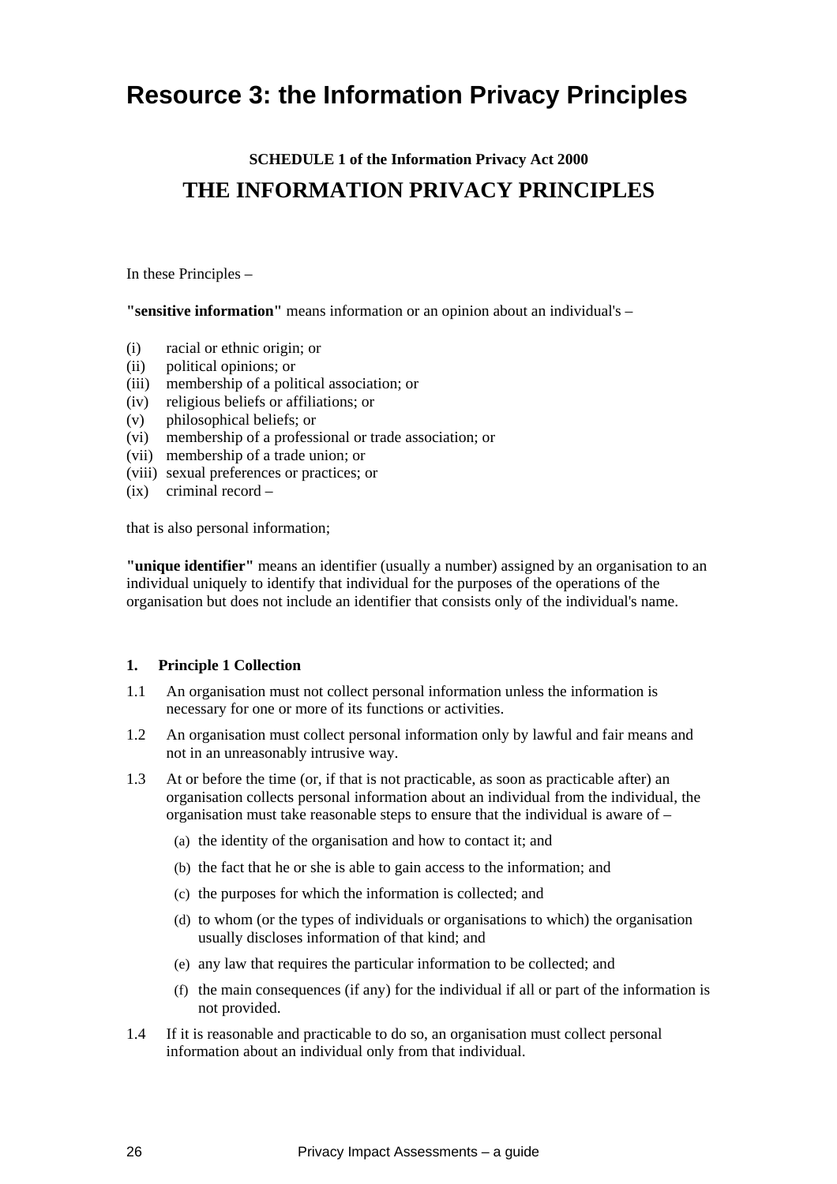# Resource 3: the Information Privacy Principles

**SCHEDULE 1 of the Information Privacy Act 2000**

## THE INFORMATION PRIVACY PRINCIPLES

In these Principles –

**"sensitive information"** means information or an opinion about an individual's –

(i) racial or ethnic origin; or
(ii) political opinions; or
(iii) membership of a political association; or
(iv) religious beliefs or affiliations; or
(v) philosophical beliefs; or
(vi) membership of a professional or trade association; or
(vii) membership of a trade union; or
(viii) sexual preferences or practices; or
(ix) criminal record –

that is also personal information;

**"unique identifier"** means an identifier (usually a number) assigned by an organisation to an individual uniquely to identify that individual for the purposes of the operations of the organisation but does not include an identifier that consists only of the individual's name.

**1. Principle 1 Collection**

1.1 An organisation must not collect personal information unless the information is necessary for one or more of its functions or activities.

1.2 An organisation must collect personal information only by lawful and fair means and not in an unreasonably intrusive way.

1.3 At or before the time (or, if that is not practicable, as soon as practicable after) an organisation collects personal information about an individual from the individual, the organisation must take reasonable steps to ensure that the individual is aware of –

(a) the identity of the organisation and how to contact it; and

(b) the fact that he or she is able to gain access to the information; and

(c) the purposes for which the information is collected; and

(d) to whom (or the types of individuals or organisations to which) the organisation usually discloses information of that kind; and

(e) any law that requires the particular information to be collected; and

(f) the main consequences (if any) for the individual if all or part of the information is not provided.

1.4 If it is reasonable and practicable to do so, an organisation must collect personal information about an individual only from that individual.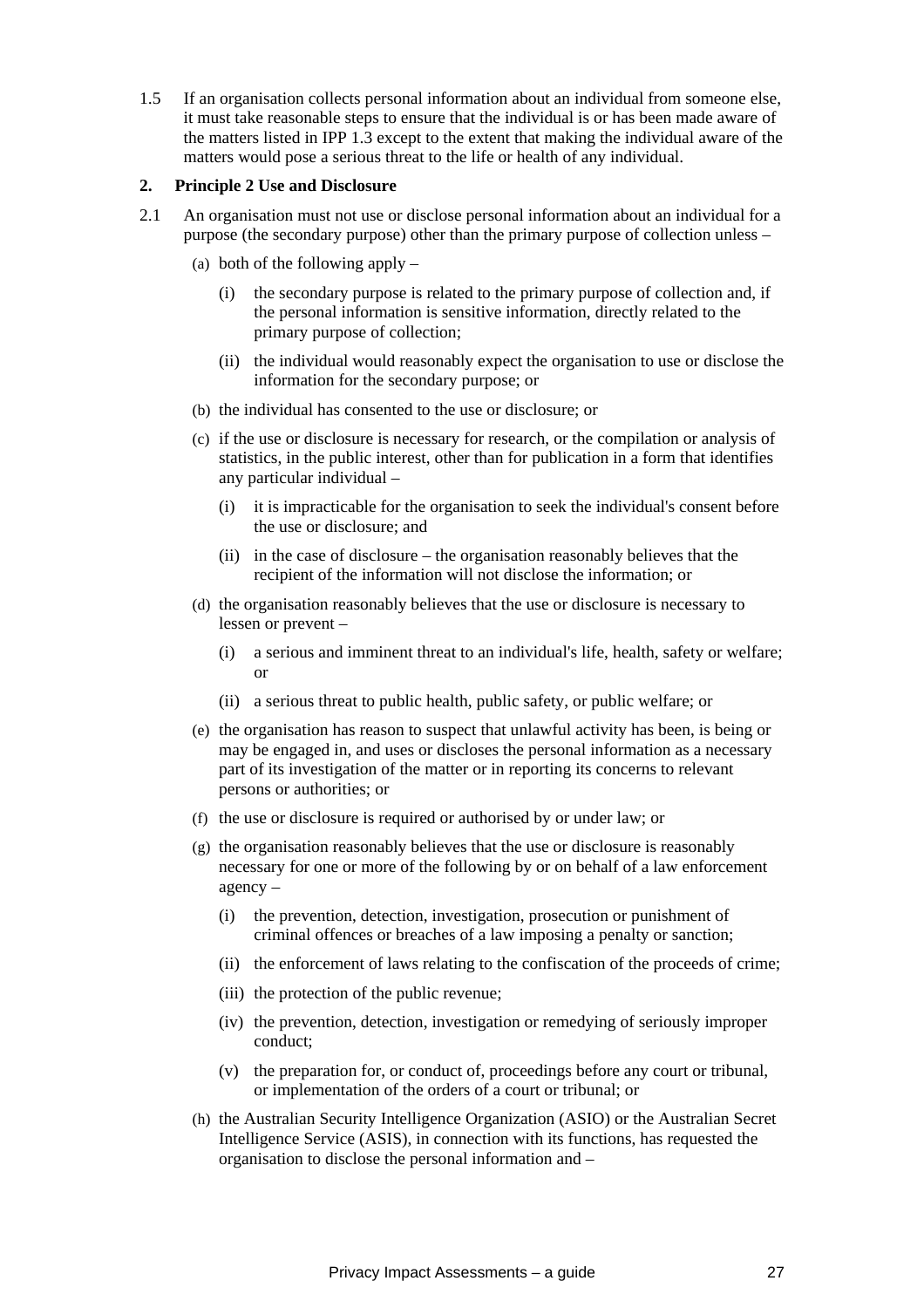1.5 If an organisation collects personal information about an individual from someone else, it must take reasonable steps to ensure that the individual is or has been made aware of the matters listed in IPP 1.3 except to the extent that making the individual aware of the matters would pose a serious threat to the life or health of any individual.

**2. Principle 2 Use and Disclosure**

2.1 An organisation must not use or disclose personal information about an individual for a purpose (the secondary purpose) other than the primary purpose of collection unless –

- (a) both of the following apply –
  - (i) the secondary purpose is related to the primary purpose of collection and, if the personal information is sensitive information, directly related to the primary purpose of collection;
  - (ii) the individual would reasonably expect the organisation to use or disclose the information for the secondary purpose; or
- (b) the individual has consented to the use or disclosure; or
- (c) if the use or disclosure is necessary for research, or the compilation or analysis of statistics, in the public interest, other than for publication in a form that identifies any particular individual –
  - (i) it is impracticable for the organisation to seek the individual's consent before the use or disclosure; and
  - (ii) in the case of disclosure – the organisation reasonably believes that the recipient of the information will not disclose the information; or
- (d) the organisation reasonably believes that the use or disclosure is necessary to lessen or prevent –
  - (i) a serious and imminent threat to an individual's life, health, safety or welfare; or
  - (ii) a serious threat to public health, public safety, or public welfare; or
- (e) the organisation has reason to suspect that unlawful activity has been, is being or may be engaged in, and uses or discloses the personal information as a necessary part of its investigation of the matter or in reporting its concerns to relevant persons or authorities; or
- (f) the use or disclosure is required or authorised by or under law; or
- (g) the organisation reasonably believes that the use or disclosure is reasonably necessary for one or more of the following by or on behalf of a law enforcement agency –
  - (i) the prevention, detection, investigation, prosecution or punishment of criminal offences or breaches of a law imposing a penalty or sanction;
  - (ii) the enforcement of laws relating to the confiscation of the proceeds of crime;
  - (iii) the protection of the public revenue;
  - (iv) the prevention, detection, investigation or remedying of seriously improper conduct;
  - (v) the preparation for, or conduct of, proceedings before any court or tribunal, or implementation of the orders of a court or tribunal; or
- (h) the Australian Security Intelligence Organization (ASIO) or the Australian Secret Intelligence Service (ASIS), in connection with its functions, has requested the organisation to disclose the personal information and –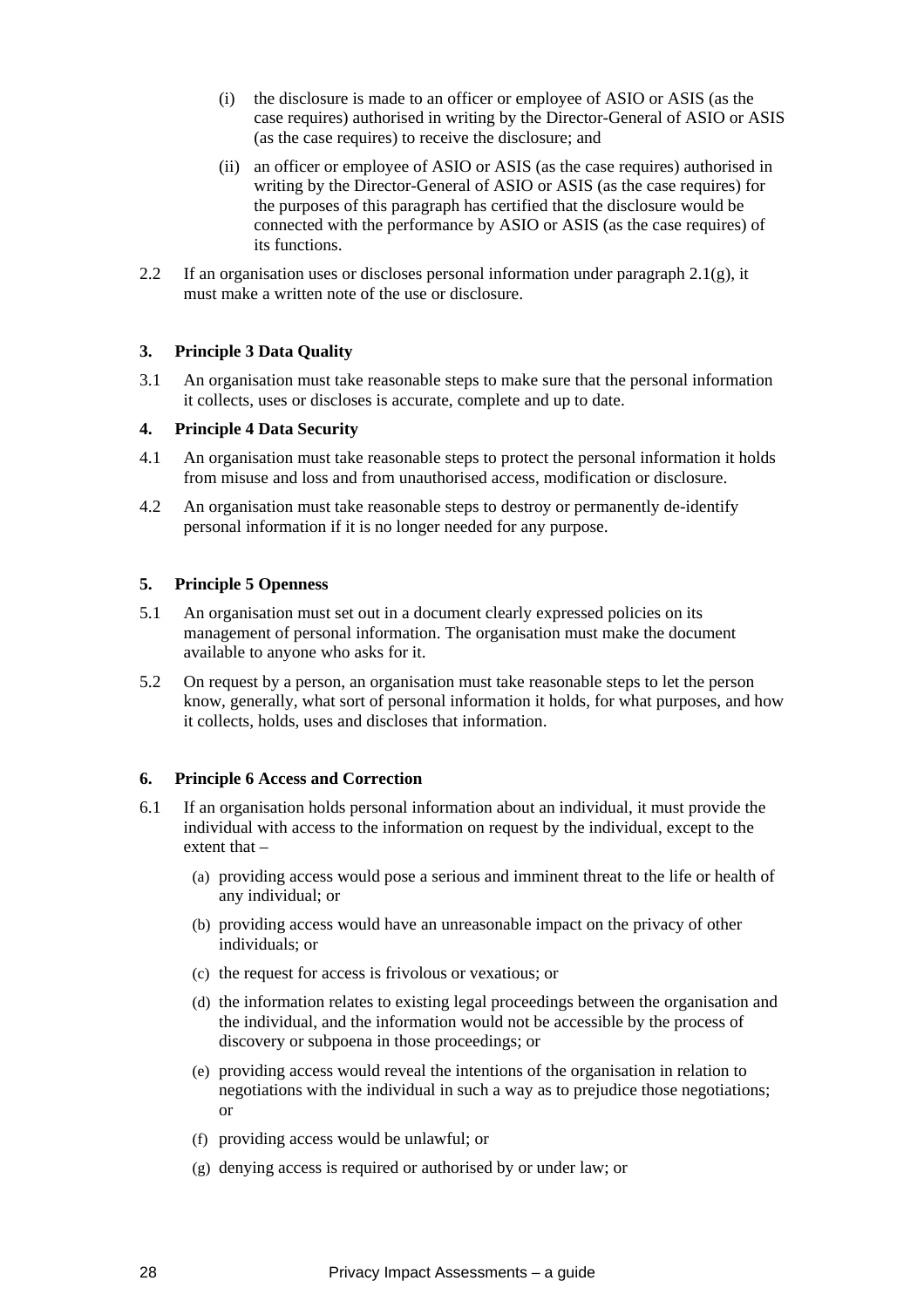(i) the disclosure is made to an officer or employee of ASIO or ASIS (as the case requires) authorised in writing by the Director-General of ASIO or ASIS (as the case requires) to receive the disclosure; and

(ii) an officer or employee of ASIO or ASIS (as the case requires) authorised in writing by the Director-General of ASIO or ASIS (as the case requires) for the purposes of this paragraph has certified that the disclosure would be connected with the performance by ASIO or ASIS (as the case requires) of its functions.

2.2 If an organisation uses or discloses personal information under paragraph 2.1(g), it must make a written note of the use or disclosure.

**3. Principle 3 Data Quality**

3.1 An organisation must take reasonable steps to make sure that the personal information it collects, uses or discloses is accurate, complete and up to date.

**4. Principle 4 Data Security**

4.1 An organisation must take reasonable steps to protect the personal information it holds from misuse and loss and from unauthorised access, modification or disclosure.

4.2 An organisation must take reasonable steps to destroy or permanently de-identify personal information if it is no longer needed for any purpose.

**5. Principle 5 Openness**

5.1 An organisation must set out in a document clearly expressed policies on its management of personal information. The organisation must make the document available to anyone who asks for it.

5.2 On request by a person, an organisation must take reasonable steps to let the person know, generally, what sort of personal information it holds, for what purposes, and how it collects, holds, uses and discloses that information.

**6. Principle 6 Access and Correction**

6.1 If an organisation holds personal information about an individual, it must provide the individual with access to the information on request by the individual, except to the extent that –

(a) providing access would pose a serious and imminent threat to the life or health of any individual; or

(b) providing access would have an unreasonable impact on the privacy of other individuals; or

(c) the request for access is frivolous or vexatious; or

(d) the information relates to existing legal proceedings between the organisation and the individual, and the information would not be accessible by the process of discovery or subpoena in those proceedings; or

(e) providing access would reveal the intentions of the organisation in relation to negotiations with the individual in such a way as to prejudice those negotiations; or

(f) providing access would be unlawful; or

(g) denying access is required or authorised by or under law; or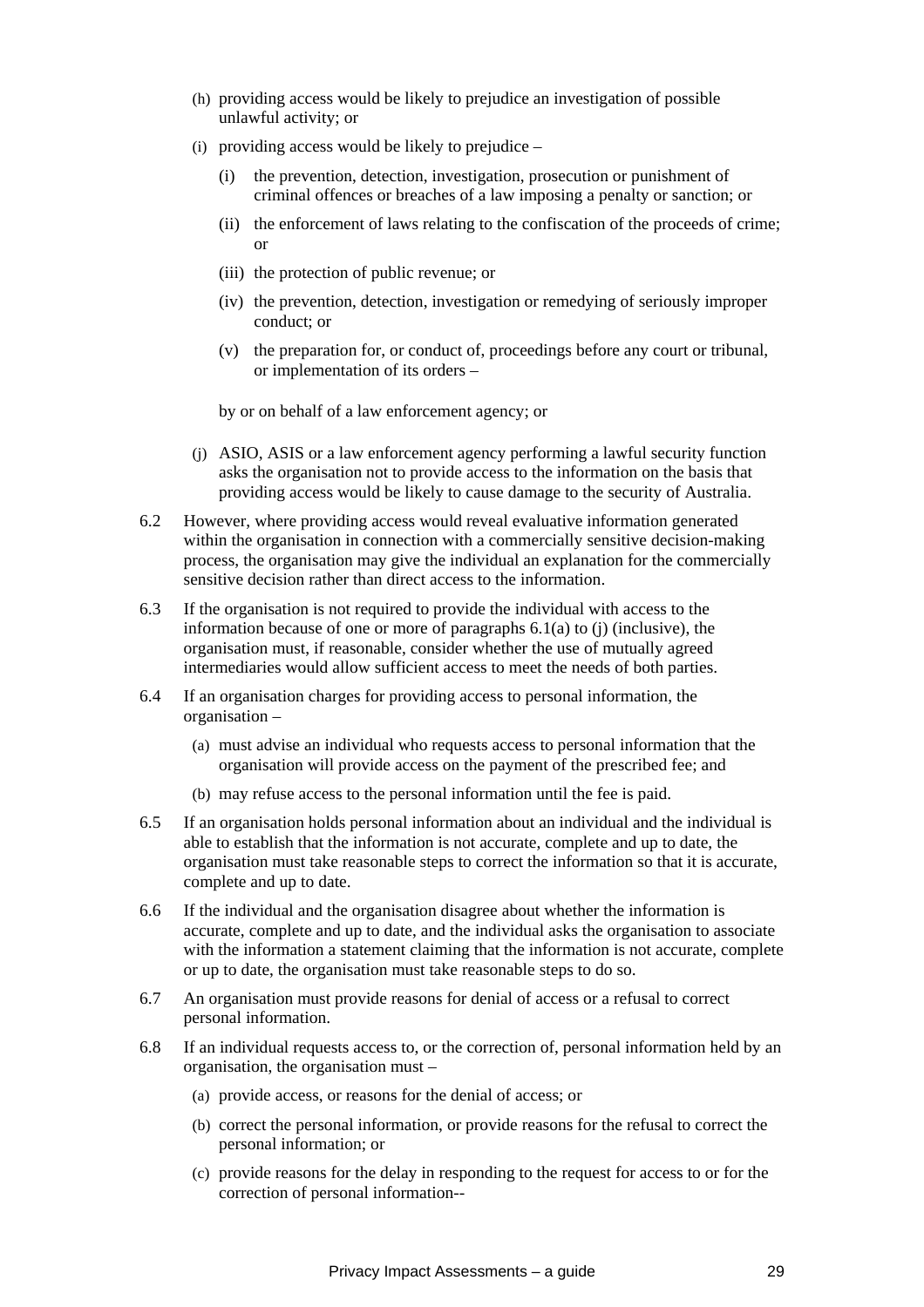(h) providing access would be likely to prejudice an investigation of possible unlawful activity; or

(i) providing access would be likely to prejudice –

   (i) the prevention, detection, investigation, prosecution or punishment of criminal offences or breaches of a law imposing a penalty or sanction; or

   (ii) the enforcement of laws relating to the confiscation of the proceeds of crime; or

   (iii) the protection of public revenue; or

   (iv) the prevention, detection, investigation or remedying of seriously improper conduct; or

   (v) the preparation for, or conduct of, proceedings before any court or tribunal, or implementation of its orders –

   by or on behalf of a law enforcement agency; or

(j) ASIO, ASIS or a law enforcement agency performing a lawful security function asks the organisation not to provide access to the information on the basis that providing access would be likely to cause damage to the security of Australia.

6.2 However, where providing access would reveal evaluative information generated within the organisation in connection with a commercially sensitive decision-making process, the organisation may give the individual an explanation for the commercially sensitive decision rather than direct access to the information.

6.3 If the organisation is not required to provide the individual with access to the information because of one or more of paragraphs 6.1(a) to (j) (inclusive), the organisation must, if reasonable, consider whether the use of mutually agreed intermediaries would allow sufficient access to meet the needs of both parties.

6.4 If an organisation charges for providing access to personal information, the organisation –

(a) must advise an individual who requests access to personal information that the organisation will provide access on the payment of the prescribed fee; and

(b) may refuse access to the personal information until the fee is paid.

6.5 If an organisation holds personal information about an individual and the individual is able to establish that the information is not accurate, complete and up to date, the organisation must take reasonable steps to correct the information so that it is accurate, complete and up to date.

6.6 If the individual and the organisation disagree about whether the information is accurate, complete and up to date, and the individual asks the organisation to associate with the information a statement claiming that the information is not accurate, complete or up to date, the organisation must take reasonable steps to do so.

6.7 An organisation must provide reasons for denial of access or a refusal to correct personal information.

6.8 If an individual requests access to, or the correction of, personal information held by an organisation, the organisation must –

(a) provide access, or reasons for the denial of access; or

(b) correct the personal information, or provide reasons for the refusal to correct the personal information; or

(c) provide reasons for the delay in responding to the request for access to or for the correction of personal information--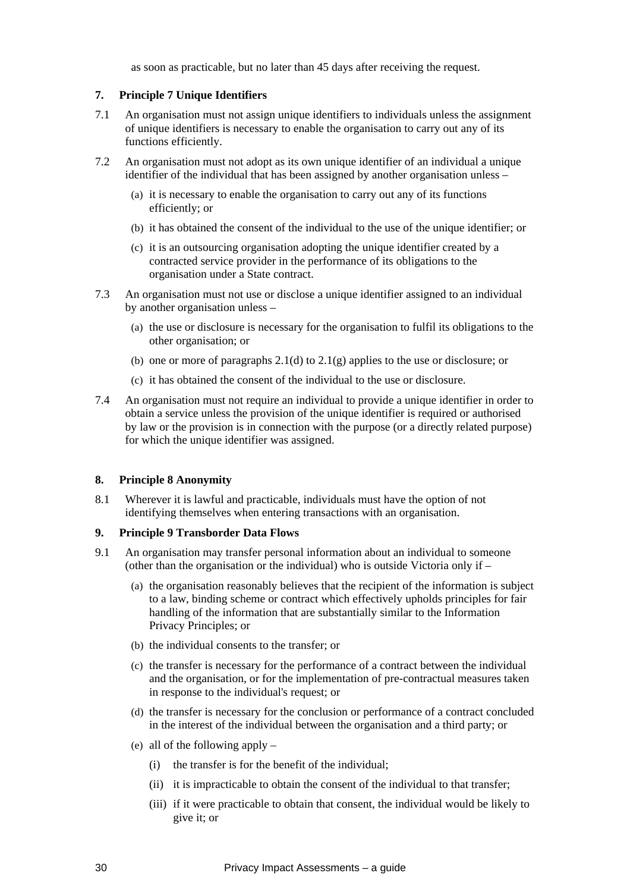as soon as practicable, but no later than 45 days after receiving the request.

**7. Principle 7 Unique Identifiers**

7.1 An organisation must not assign unique identifiers to individuals unless the assignment of unique identifiers is necessary to enable the organisation to carry out any of its functions efficiently.

7.2 An organisation must not adopt as its own unique identifier of an individual a unique identifier of the individual that has been assigned by another organisation unless –

(a) it is necessary to enable the organisation to carry out any of its functions efficiently; or

(b) it has obtained the consent of the individual to the use of the unique identifier; or

(c) it is an outsourcing organisation adopting the unique identifier created by a contracted service provider in the performance of its obligations to the organisation under a State contract.

7.3 An organisation must not use or disclose a unique identifier assigned to an individual by another organisation unless –

(a) the use or disclosure is necessary for the organisation to fulfil its obligations to the other organisation; or

(b) one or more of paragraphs 2.1(d) to 2.1(g) applies to the use or disclosure; or

(c) it has obtained the consent of the individual to the use or disclosure.

7.4 An organisation must not require an individual to provide a unique identifier in order to obtain a service unless the provision of the unique identifier is required or authorised by law or the provision is in connection with the purpose (or a directly related purpose) for which the unique identifier was assigned.

**8. Principle 8 Anonymity**

8.1 Wherever it is lawful and practicable, individuals must have the option of not identifying themselves when entering transactions with an organisation.

**9. Principle 9 Transborder Data Flows**

9.1 An organisation may transfer personal information about an individual to someone (other than the organisation or the individual) who is outside Victoria only if –

(a) the organisation reasonably believes that the recipient of the information is subject to a law, binding scheme or contract which effectively upholds principles for fair handling of the information that are substantially similar to the Information Privacy Principles; or

(b) the individual consents to the transfer; or

(c) the transfer is necessary for the performance of a contract between the individual and the organisation, or for the implementation of pre-contractual measures taken in response to the individual's request; or

(d) the transfer is necessary for the conclusion or performance of a contract concluded in the interest of the individual between the organisation and a third party; or

(e) all of the following apply –

(i) the transfer is for the benefit of the individual;

(ii) it is impracticable to obtain the consent of the individual to that transfer;

(iii) if it were practicable to obtain that consent, the individual would be likely to give it; or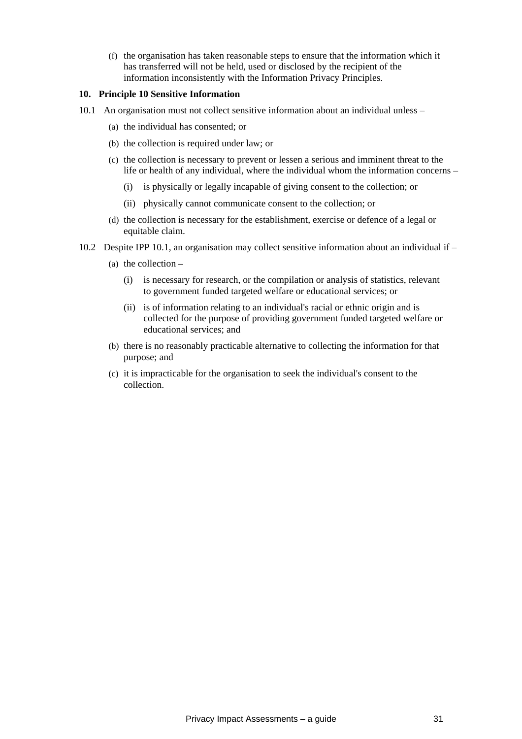(f) the organisation has taken reasonable steps to ensure that the information which it has transferred will not be held, used or disclosed by the recipient of the information inconsistently with the Information Privacy Principles.

**10. Principle 10 Sensitive Information**

10.1 An organisation must not collect sensitive information about an individual unless –

- (a) the individual has consented; or
- (b) the collection is required under law; or
- (c) the collection is necessary to prevent or lessen a serious and imminent threat to the life or health of any individual, where the individual whom the information concerns –
  - (i) is physically or legally incapable of giving consent to the collection; or
  - (ii) physically cannot communicate consent to the collection; or
- (d) the collection is necessary for the establishment, exercise or defence of a legal or equitable claim.

10.2 Despite IPP 10.1, an organisation may collect sensitive information about an individual if –

- (a) the collection –
  - (i) is necessary for research, or the compilation or analysis of statistics, relevant to government funded targeted welfare or educational services; or
  - (ii) is of information relating to an individual's racial or ethnic origin and is collected for the purpose of providing government funded targeted welfare or educational services; and
- (b) there is no reasonably practicable alternative to collecting the information for that purpose; and
- (c) it is impracticable for the organisation to seek the individual's consent to the collection.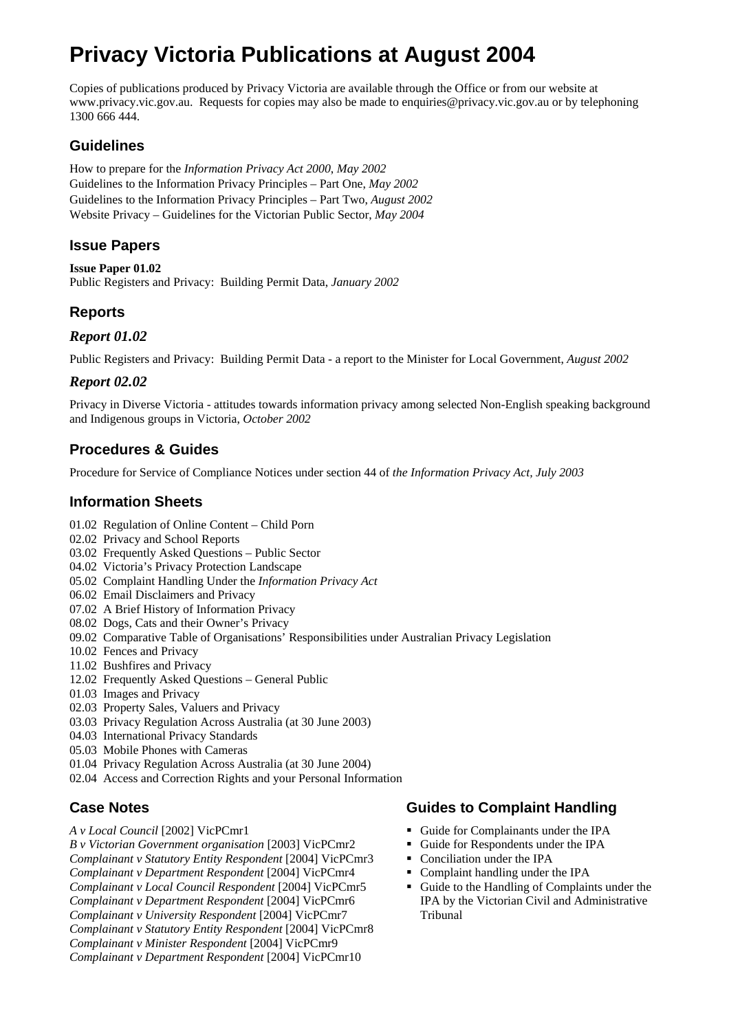# Privacy Victoria Publications at August 2004

Copies of publications produced by Privacy Victoria are available through the Office or from our website at www.privacy.vic.gov.au. Requests for copies may also be made to enquiries@privacy.vic.gov.au or by telephoning 1300 666 444.

## Guidelines

How to prepare for the *Information Privacy Act 2000, May 2002*
Guidelines to the Information Privacy Principles – Part One, *May 2002*
Guidelines to the Information Privacy Principles – Part Two, *August 2002*
Website Privacy – Guidelines for the Victorian Public Sector, *May 2004*

## Issue Papers

**Issue Paper 01.02**
Public Registers and Privacy: Building Permit Data, *January 2002*

## Reports

### *Report 01.02*

Public Registers and Privacy: Building Permit Data - a report to the Minister for Local Government, *August 2002*

### *Report 02.02*

Privacy in Diverse Victoria - attitudes towards information privacy among selected Non-English speaking background and Indigenous groups in Victoria, *October 2002*

## Procedures & Guides

Procedure for Service of Compliance Notices under section 44 of *the Information Privacy Act, July 2003*

## Information Sheets

01.02 Regulation of Online Content – Child Porn
02.02 Privacy and School Reports
03.02 Frequently Asked Questions – Public Sector
04.02 Victoria's Privacy Protection Landscape
05.02 Complaint Handling Under the *Information Privacy Act*
06.02 Email Disclaimers and Privacy
07.02 A Brief History of Information Privacy
08.02 Dogs, Cats and their Owner's Privacy
09.02 Comparative Table of Organisations' Responsibilities under Australian Privacy Legislation
10.02 Fences and Privacy
11.02 Bushfires and Privacy
12.02 Frequently Asked Questions – General Public
01.03 Images and Privacy
02.03 Property Sales, Valuers and Privacy
03.03 Privacy Regulation Across Australia (at 30 June 2003)
04.03 International Privacy Standards
05.03 Mobile Phones with Cameras
01.04 Privacy Regulation Across Australia (at 30 June 2004)
02.04 Access and Correction Rights and your Personal Information

## Case Notes

*A v Local Council* [2002] VicPCmr1
*B v Victorian Government organisation* [2003] VicPCmr2
*Complainant v Statutory Entity Respondent* [2004] VicPCmr3
*Complainant v Department Respondent* [2004] VicPCmr4
*Complainant v Local Council Respondent* [2004] VicPCmr5
*Complainant v Department Respondent* [2004] VicPCmr6
*Complainant v University Respondent* [2004] VicPCmr7
*Complainant v Statutory Entity Respondent* [2004] VicPCmr8
*Complainant v Minister Respondent* [2004] VicPCmr9
*Complainant v Department Respondent* [2004] VicPCmr10

## Guides to Complaint Handling

- Guide for Complainants under the IPA
- Guide for Respondents under the IPA
- Conciliation under the IPA
- Complaint handling under the IPA
- Guide to the Handling of Complaints under the IPA by the Victorian Civil and Administrative Tribunal